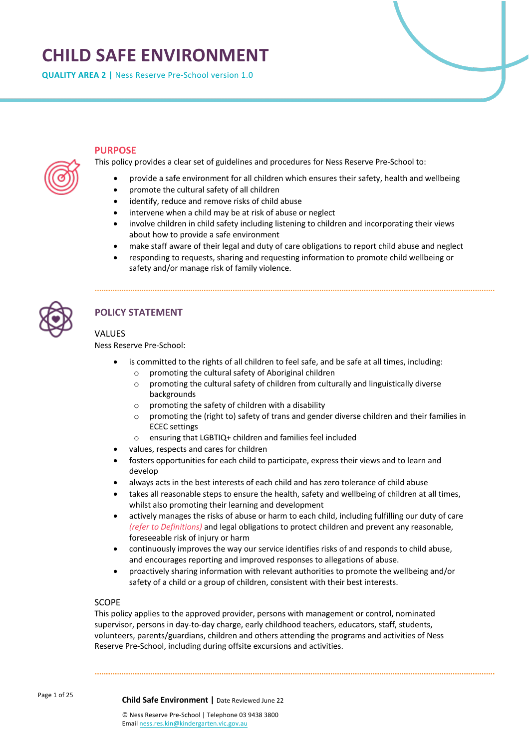# CHILD SAFE ENVIRONMENT

**QUALITY AREA 2 |** Ness Reserve Pre-School version 1.0

## PURPOSE

This policy provides a clear set of guidelines and procedures for Ness Reserve Pre-School to:

- provide a safe environment for all children which ensures their safety, health and wellbeing
- promote the cultural safety of all children
- identify, reduce and remove risks of child abuse
- intervene when a child may be at risk of abuse or neglect
- involve children in child safety including listening to children and incorporating their views about how to provide a safe environment
- make staff aware of their legal and duty of care obligations to report child abuse and neglect
- responding to requests, sharing and requesting information to promote child wellbeing or safety and/or manage risk of family violence.

## POLICY STATEMENT

### VALUES

Ness Reserve Pre-School:

- is committed to the rights of all children to feel safe, and be safe at all times, including:
  - promoting the cultural safety of Aboriginal children
  - promoting the cultural safety of children from culturally and linguistically diverse backgrounds
  - promoting the safety of children with a disability
  - promoting the (right to) safety of trans and gender diverse children and their families in ECEC settings
  - ensuring that LGBTIQ+ children and families feel included
- values, respects and cares for children
- fosters opportunities for each child to participate, express their views and to learn and develop
- always acts in the best interests of each child and has zero tolerance of child abuse
- takes all reasonable steps to ensure the health, safety and wellbeing of children at all times, whilst also promoting their learning and development
- actively manages the risks of abuse or harm to each child, including fulfilling our duty of care *(refer to Definitions)* and legal obligations to protect children and prevent any reasonable, foreseeable risk of injury or harm
- continuously improves the way our service identifies risks of and responds to child abuse, and encourages reporting and improved responses to allegations of abuse.
- proactively sharing information with relevant authorities to promote the wellbeing and/or safety of a child or a group of children, consistent with their best interests.

### SCOPE

This policy applies to the approved provider, persons with management or control, nominated supervisor, persons in day-to-day charge, early childhood teachers, educators, staff, students, volunteers, parents/guardians, children and others attending the programs and activities of Ness Reserve Pre-School, including during offsite excursions and activities.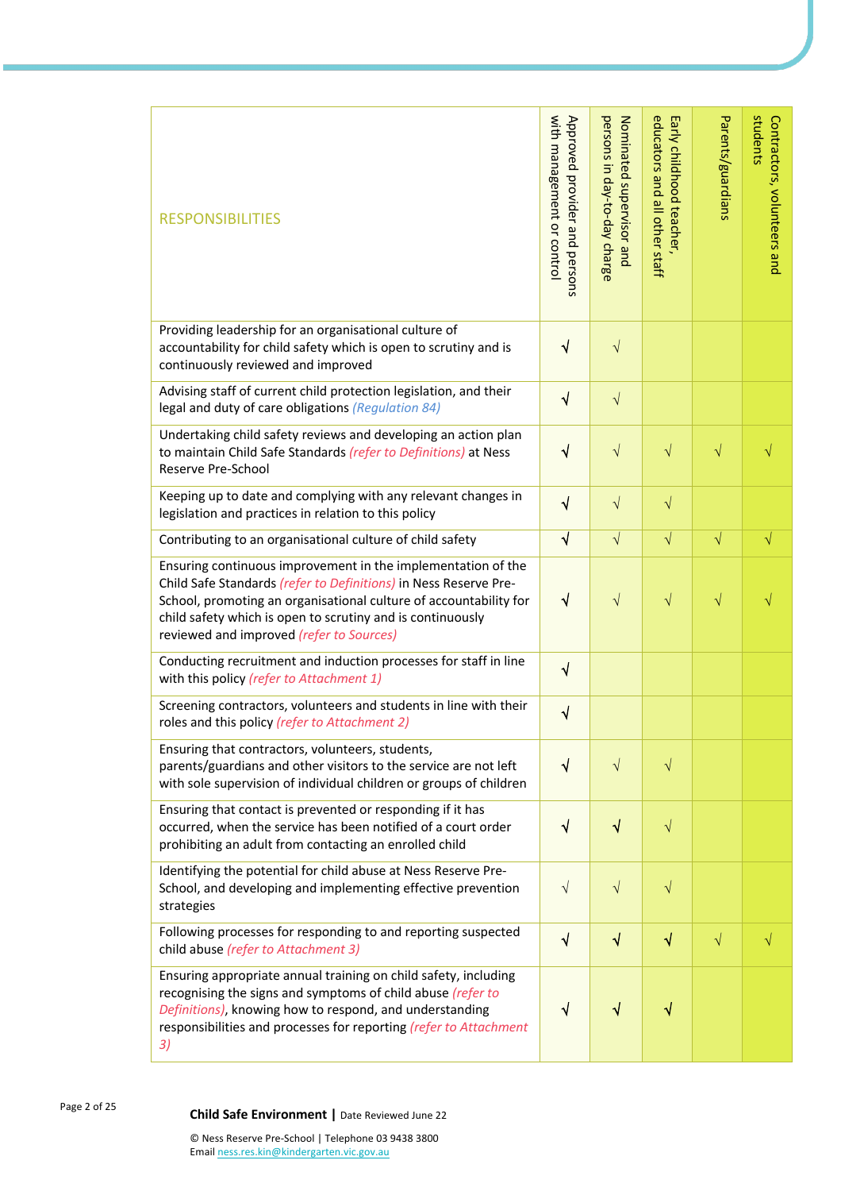| RESPONSIBILITIES | Approved provider and persons with management or control | Nominated supervisor and persons in day-to-day charge | Early childhood teacher, educators and all other staff | Parents/guardians | Contractors, volunteers and students |
|---|---|---|---|---|---|
| Providing leadership for an organisational culture of accountability for child safety which is open to scrutiny and is continuously reviewed and improved | √ | √ | | | |
| Advising staff of current child protection legislation, and their legal and duty of care obligations *(Regulation 84)* | √ | √ | | | |
| Undertaking child safety reviews and developing an action plan to maintain Child Safe Standards *(refer to Definitions)* at Ness Reserve Pre-School | √ | √ | √ | √ | √ |
| Keeping up to date and complying with any relevant changes in legislation and practices in relation to this policy | √ | √ | √ | | |
| Contributing to an organisational culture of child safety | √ | √ | √ | √ | √ |
| Ensuring continuous improvement in the implementation of the Child Safe Standards *(refer to Definitions)* in Ness Reserve Pre-School, promoting an organisational culture of accountability for child safety which is open to scrutiny and is continuously reviewed and improved *(refer to Sources)* | √ | √ | √ | √ | √ |
| Conducting recruitment and induction processes for staff in line with this policy *(refer to Attachment 1)* | √ | | | | |
| Screening contractors, volunteers and students in line with their roles and this policy *(refer to Attachment 2)* | √ | | | | |
| Ensuring that contractors, volunteers, students, parents/guardians and other visitors to the service are not left with sole supervision of individual children or groups of children | √ | √ | √ | | |
| Ensuring that contact is prevented or responding if it has occurred, when the service has been notified of a court order prohibiting an adult from contacting an enrolled child | √ | √ | √ | | |
| Identifying the potential for child abuse at Ness Reserve Pre-School, and developing and implementing effective prevention strategies | √ | √ | √ | | |
| Following processes for responding to and reporting suspected child abuse *(refer to Attachment 3)* | √ | √ | √ | √ | √ |
| Ensuring appropriate annual training on child safety, including recognising the signs and symptoms of child abuse *(refer to Definitions)*, knowing how to respond, and understanding responsibilities and processes for reporting *(refer to Attachment 3)* | √ | √ | √ | | |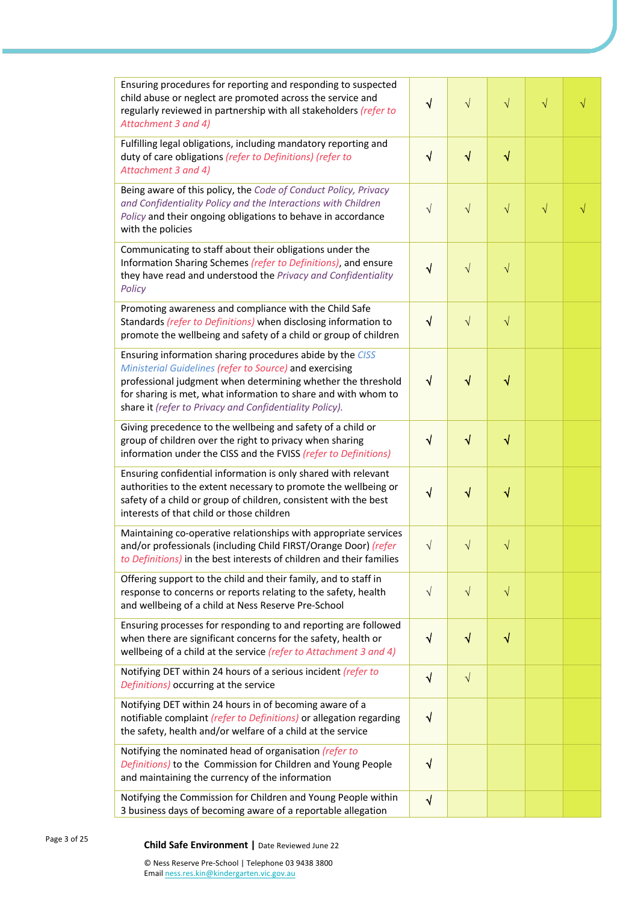| | | | | | |
|---|---|---|---|---|---|
| Ensuring procedures for reporting and responding to suspected child abuse or neglect are promoted across the service and regularly reviewed in partnership with all stakeholders *(refer to Attachment 3 and 4)* | √ | √ | √ | √ | √ |
| Fulfilling legal obligations, including mandatory reporting and duty of care obligations *(refer to Definitions) (refer to Attachment 3 and 4)* | √ | √ | √ | | |
| Being aware of this policy, the *Code of Conduct Policy, Privacy and Confidentiality Policy and the Interactions with Children Policy* and their ongoing obligations to behave in accordance with the policies | √ | √ | √ | √ | √ |
| Communicating to staff about their obligations under the Information Sharing Schemes *(refer to Definitions)*, and ensure they have read and understood the *Privacy and Confidentiality Policy* | √ | √ | √ | | |
| Promoting awareness and compliance with the Child Safe Standards *(refer to Definitions)* when disclosing information to promote the wellbeing and safety of a child or group of children | √ | √ | √ | | |
| Ensuring information sharing procedures abide by the *CISS Ministerial Guidelines (refer to Source)* and exercising professional judgment when determining whether the threshold for sharing is met, what information to share and with whom to share it *(refer to Privacy and Confidentiality Policy).* | √ | √ | √ | | |
| Giving precedence to the wellbeing and safety of a child or group of children over the right to privacy when sharing information under the CISS and the FVISS *(refer to Definitions)* | √ | √ | √ | | |
| Ensuring confidential information is only shared with relevant authorities to the extent necessary to promote the wellbeing or safety of a child or group of children, consistent with the best interests of that child or those children | √ | √ | √ | | |
| Maintaining co-operative relationships with appropriate services and/or professionals (including Child FIRST/Orange Door) *(refer to Definitions)* in the best interests of children and their families | √ | √ | √ | | |
| Offering support to the child and their family, and to staff in response to concerns or reports relating to the safety, health and wellbeing of a child at Ness Reserve Pre-School | √ | √ | √ | | |
| Ensuring processes for responding to and reporting are followed when there are significant concerns for the safety, health or wellbeing of a child at the service *(refer to Attachment 3 and 4)* | √ | √ | √ | | |
| Notifying DET within 24 hours of a serious incident *(refer to Definitions)* occurring at the service | √ | √ | | | |
| Notifying DET within 24 hours in of becoming aware of a notifiable complaint *(refer to Definitions)* or allegation regarding the safety, health and/or welfare of a child at the service | √ | | | | |
| Notifying the nominated head of organisation *(refer to Definitions)* to the Commission for Children and Young People and maintaining the currency of the information | √ | | | | |
| Notifying the Commission for Children and Young People within 3 business days of becoming aware of a reportable allegation | √ | | | | |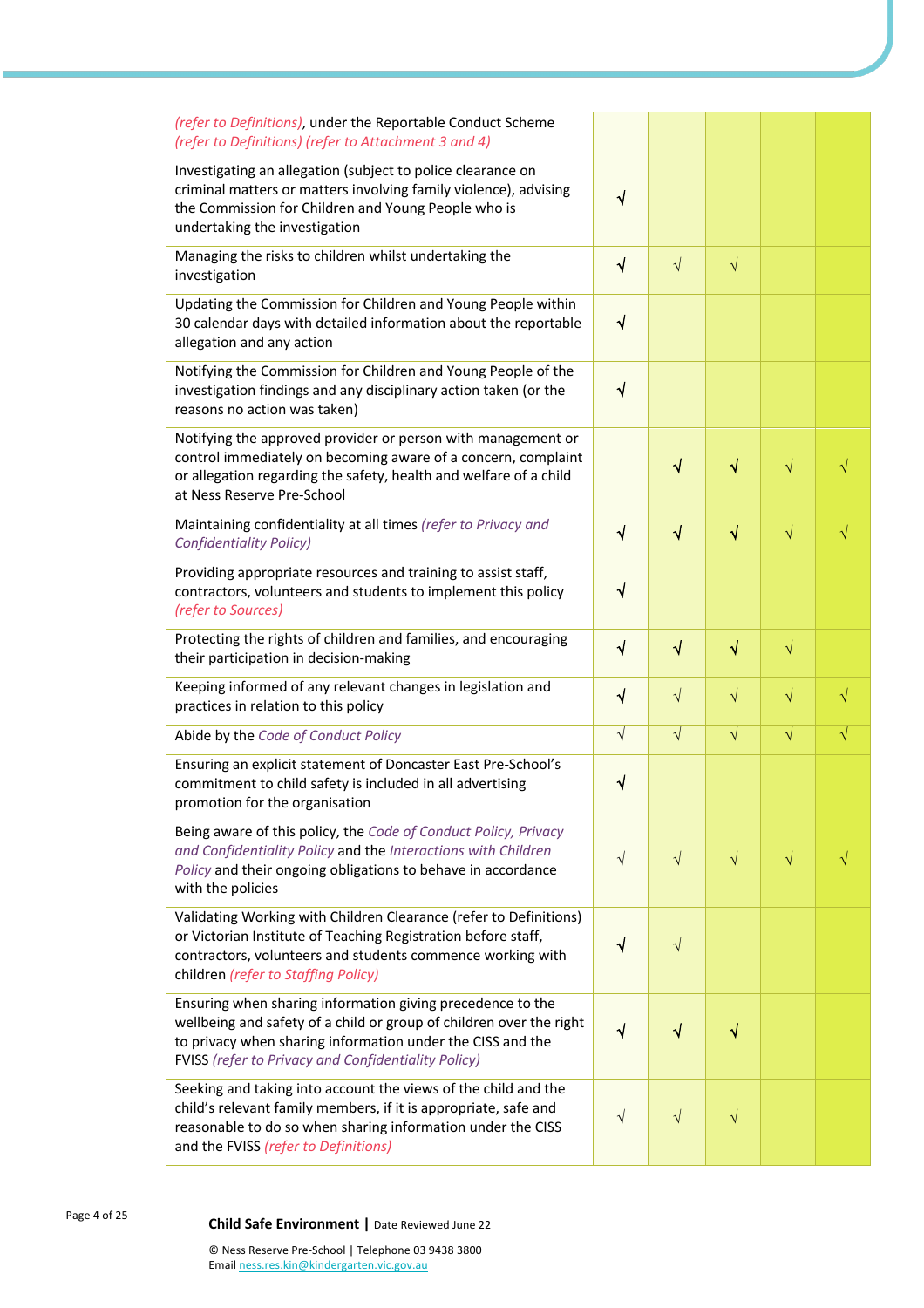| | | | | | |
|---|---|---|---|---|---|
| *(refer to Definitions)*, under the Reportable Conduct Scheme *(refer to Definitions) (refer to Attachment 3 and 4)* | | | | | |
| Investigating an allegation (subject to police clearance on criminal matters or matters involving family violence), advising the Commission for Children and Young People who is undertaking the investigation | √ | | | | |
| Managing the risks to children whilst undertaking the investigation | √ | √ | √ | | |
| Updating the Commission for Children and Young People within 30 calendar days with detailed information about the reportable allegation and any action | √ | | | | |
| Notifying the Commission for Children and Young People of the investigation findings and any disciplinary action taken (or the reasons no action was taken) | √ | | | | |
| Notifying the approved provider or person with management or control immediately on becoming aware of a concern, complaint or allegation regarding the safety, health and welfare of a child at Ness Reserve Pre-School | | √ | √ | √ | √ |
| Maintaining confidentiality at all times *(refer to Privacy and Confidentiality Policy)* | √ | √ | √ | √ | √ |
| Providing appropriate resources and training to assist staff, contractors, volunteers and students to implement this policy *(refer to Sources)* | √ | | | | |
| Protecting the rights of children and families, and encouraging their participation in decision-making | √ | √ | √ | √ | |
| Keeping informed of any relevant changes in legislation and practices in relation to this policy | √ | √ | √ | √ | √ |
| Abide by the *Code of Conduct Policy* | √ | √ | √ | √ | √ |
| Ensuring an explicit statement of Doncaster East Pre-School's commitment to child safety is included in all advertising promotion for the organisation | √ | | | | |
| Being aware of this policy, the *Code of Conduct Policy, Privacy and Confidentiality Policy* and the *Interactions with Children Policy* and their ongoing obligations to behave in accordance with the policies | √ | √ | √ | √ | √ |
| Validating Working with Children Clearance (refer to Definitions) or Victorian Institute of Teaching Registration before staff, contractors, volunteers and students commence working with children *(refer to Staffing Policy)* | √ | √ | | | |
| Ensuring when sharing information giving precedence to the wellbeing and safety of a child or group of children over the right to privacy when sharing information under the CISS and the FVISS *(refer to Privacy and Confidentiality Policy)* | √ | √ | √ | | |
| Seeking and taking into account the views of the child and the child's relevant family members, if it is appropriate, safe and reasonable to do so when sharing information under the CISS and the FVISS *(refer to Definitions)* | √ | √ | √ | | |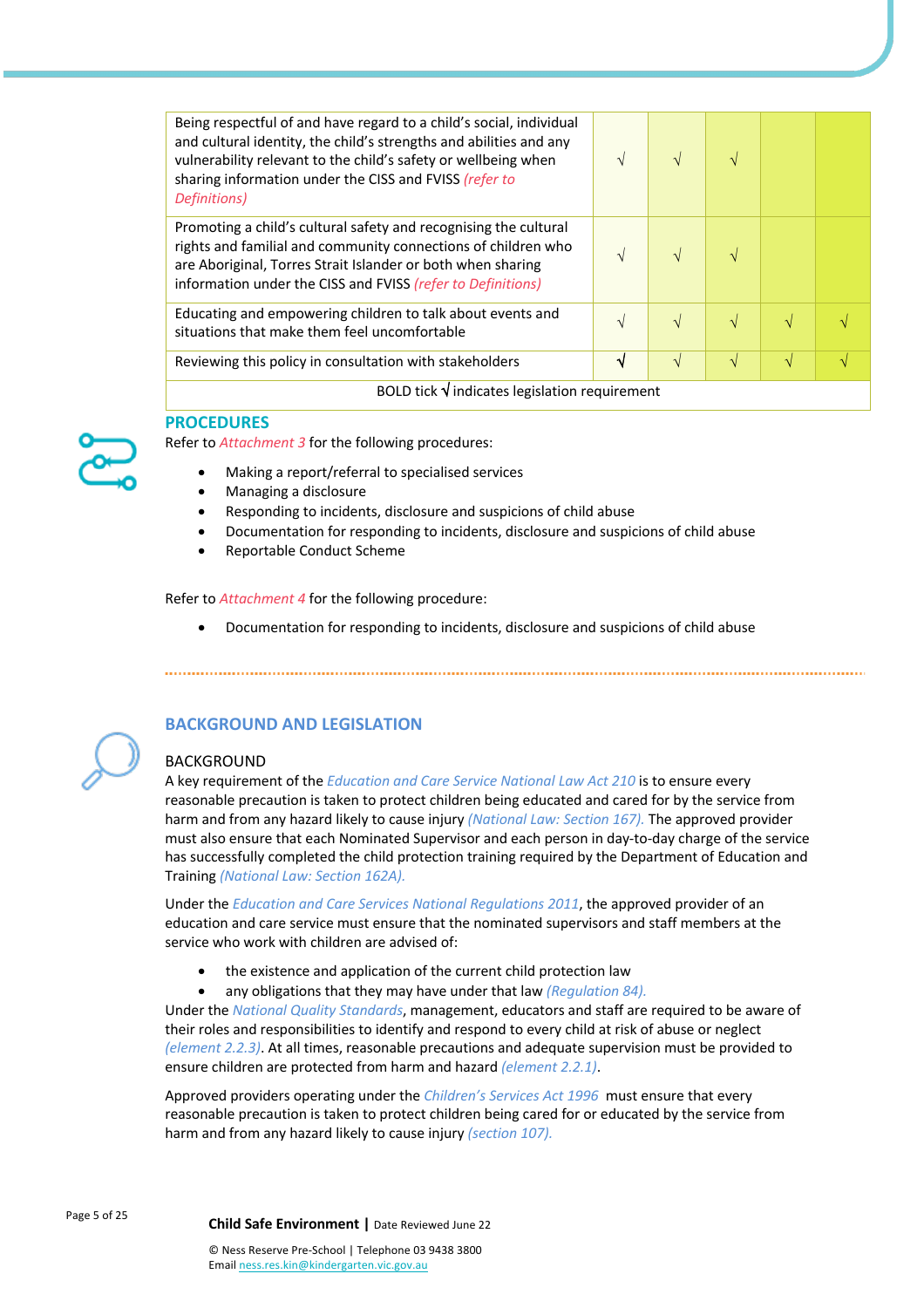| | | | | | |
|---|---|---|---|---|---|
| Being respectful of and have regard to a child's social, individual and cultural identity, the child's strengths and abilities and any vulnerability relevant to the child's safety or wellbeing when sharing information under the CISS and FVISS *(refer to Definitions)* | √ | √ | √ | | |
| Promoting a child's cultural safety and recognising the cultural rights and familial and community connections of children who are Aboriginal, Torres Strait Islander or both when sharing information under the CISS and FVISS *(refer to Definitions)* | √ | √ | √ | | |
| Educating and empowering children to talk about events and situations that make them feel uncomfortable | √ | √ | √ | √ | √ |
| Reviewing this policy in consultation with stakeholders | **√** | √ | √ | √ | √ |
| BOLD tick **√** indicates legislation requirement | | | | | |

## PROCEDURES

Refer to *Attachment 3* for the following procedures:

- Making a report/referral to specialised services
- Managing a disclosure
- Responding to incidents, disclosure and suspicions of child abuse
- Documentation for responding to incidents, disclosure and suspicions of child abuse
- Reportable Conduct Scheme

Refer to *Attachment 4* for the following procedure:

- Documentation for responding to incidents, disclosure and suspicions of child abuse

## BACKGROUND AND LEGISLATION

### BACKGROUND

A key requirement of the *Education and Care Service National Law Act 210* is to ensure every reasonable precaution is taken to protect children being educated and cared for by the service from harm and from any hazard likely to cause injury *(National Law: Section 167).* The approved provider must also ensure that each Nominated Supervisor and each person in day-to-day charge of the service has successfully completed the child protection training required by the Department of Education and Training *(National Law: Section 162A).*

Under the *Education and Care Services National Regulations 2011*, the approved provider of an education and care service must ensure that the nominated supervisors and staff members at the service who work with children are advised of:

- the existence and application of the current child protection law
- any obligations that they may have under that law *(Regulation 84).*

Under the *National Quality Standards*, management, educators and staff are required to be aware of their roles and responsibilities to identify and respond to every child at risk of abuse or neglect *(element 2.2.3)*. At all times, reasonable precautions and adequate supervision must be provided to ensure children are protected from harm and hazard *(element 2.2.1)*.

Approved providers operating under the *Children's Services Act 1996* must ensure that every reasonable precaution is taken to protect children being cared for or educated by the service from harm and from any hazard likely to cause injury *(section 107).*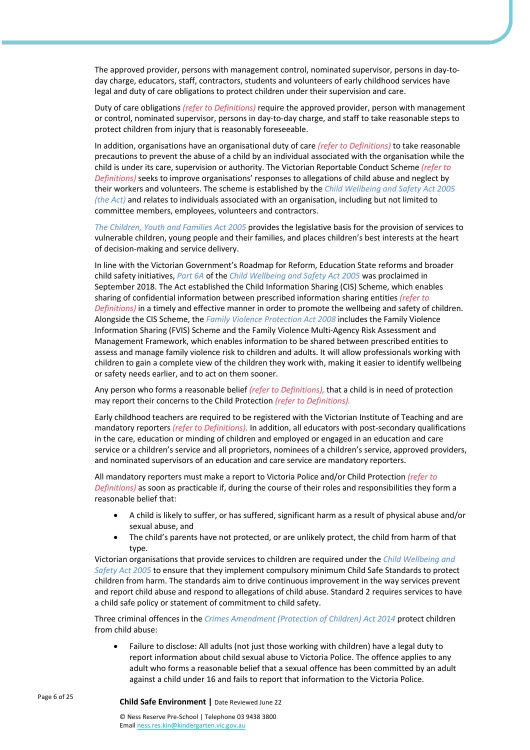The approved provider, persons with management control, nominated supervisor, persons in day-to-day charge, educators, staff, contractors, students and volunteers of early childhood services have legal and duty of care obligations to protect children under their supervision and care.

Duty of care obligations *(refer to Definitions)* require the approved provider, person with management or control, nominated supervisor, persons in day-to-day charge, and staff to take reasonable steps to protect children from injury that is reasonably foreseeable.

In addition, organisations have an organisational duty of care *(refer to Definitions)* to take reasonable precautions to prevent the abuse of a child by an individual associated with the organisation while the child is under its care, supervision or authority. The Victorian Reportable Conduct Scheme *(refer to Definitions)* seeks to improve organisations' responses to allegations of child abuse and neglect by their workers and volunteers. The scheme is established by the *Child Wellbeing and Safety Act 2005 (the Act)* and relates to individuals associated with an organisation, including but not limited to committee members, employees, volunteers and contractors.

*The Children, Youth and Families Act 2005* provides the legislative basis for the provision of services to vulnerable children, young people and their families, and places children's best interests at the heart of decision-making and service delivery.

In line with the Victorian Government's Roadmap for Reform, Education State reforms and broader child safety initiatives, *Part 6A* of the *Child Wellbeing and Safety Act 2005* was proclaimed in September 2018. The Act established the Child Information Sharing (CIS) Scheme, which enables sharing of confidential information between prescribed information sharing entities *(refer to Definitions)* in a timely and effective manner in order to promote the wellbeing and safety of children. Alongside the CIS Scheme, the *Family Violence Protection Act 2008* includes the Family Violence Information Sharing (FVIS) Scheme and the Family Violence Multi-Agency Risk Assessment and Management Framework, which enables information to be shared between prescribed entities to assess and manage family violence risk to children and adults. It will allow professionals working with children to gain a complete view of the children they work with, making it easier to identify wellbeing or safety needs earlier, and to act on them sooner.

Any person who forms a reasonable belief *(refer to Definitions),* that a child is in need of protection may report their concerns to the Child Protection *(refer to Definitions).*

Early childhood teachers are required to be registered with the Victorian Institute of Teaching and are mandatory reporters *(refer to Definitions).* In addition, all educators with post-secondary qualifications in the care, education or minding of children and employed or engaged in an education and care service or a children's service and all proprietors, nominees of a children's service, approved providers, and nominated supervisors of an education and care service are mandatory reporters.

All mandatory reporters must make a report to Victoria Police and/or Child Protection *(refer to Definitions)* as soon as practicable if, during the course of their roles and responsibilities they form a reasonable belief that:

- A child is likely to suffer, or has suffered, significant harm as a result of physical abuse and/or sexual abuse, and
- The child's parents have not protected, or are unlikely protect, the child from harm of that type.

Victorian organisations that provide services to children are required under the *Child Wellbeing and Safety Act 2005* to ensure that they implement compulsory minimum Child Safe Standards to protect children from harm. The standards aim to drive continuous improvement in the way services prevent and report child abuse and respond to allegations of child abuse. Standard 2 requires services to have a child safe policy or statement of commitment to child safety.

Three criminal offences in the *Crimes Amendment (Protection of Children) Act 2014* protect children from child abuse:

- Failure to disclose: All adults (not just those working with children) have a legal duty to report information about child sexual abuse to Victoria Police. The offence applies to any adult who forms a reasonable belief that a sexual offence has been committed by an adult against a child under 16 and fails to report that information to the Victoria Police.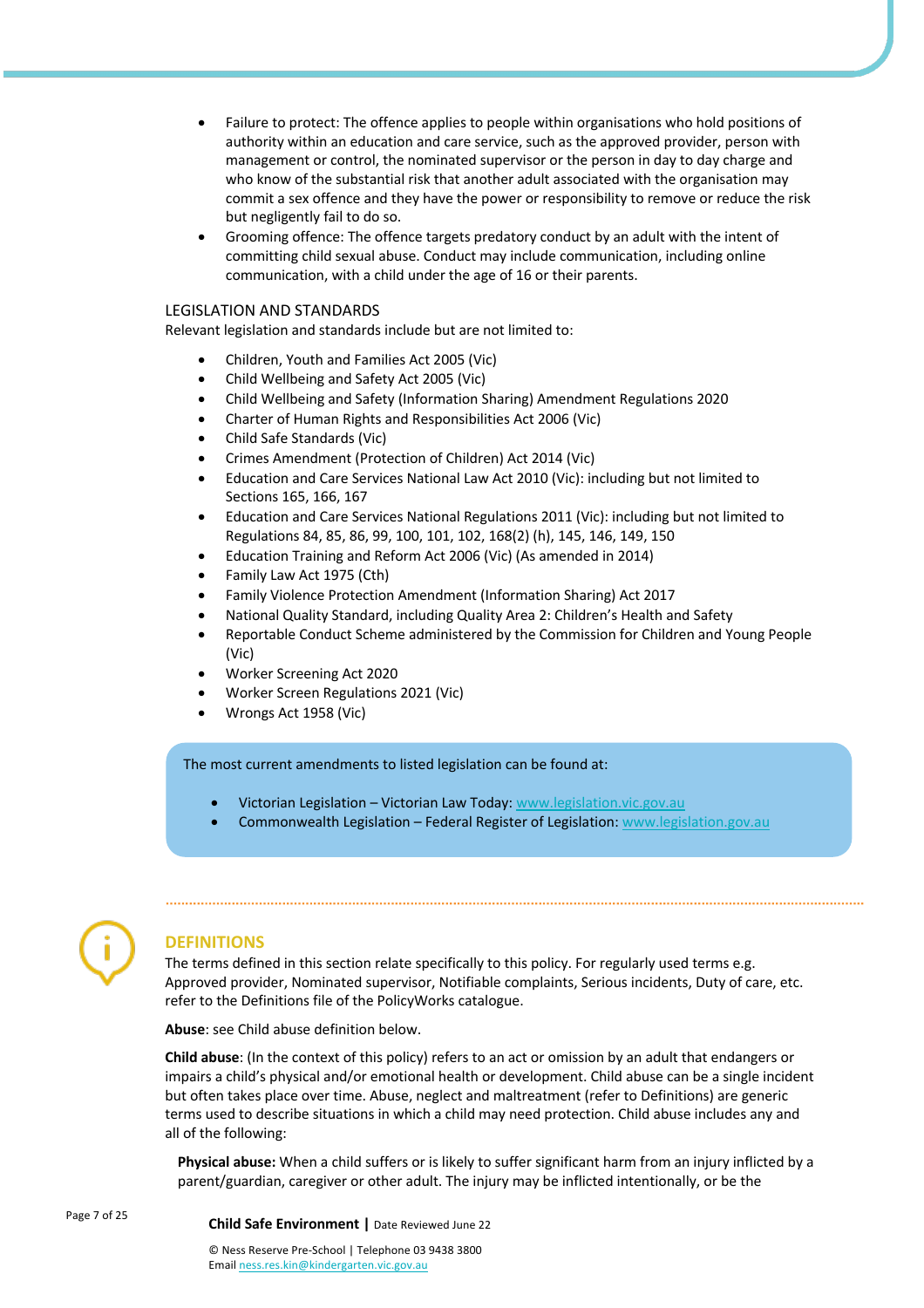- Failure to protect: The offence applies to people within organisations who hold positions of authority within an education and care service, such as the approved provider, person with management or control, the nominated supervisor or the person in day to day charge and who know of the substantial risk that another adult associated with the organisation may commit a sex offence and they have the power or responsibility to remove or reduce the risk but negligently fail to do so.
- Grooming offence: The offence targets predatory conduct by an adult with the intent of committing child sexual abuse. Conduct may include communication, including online communication, with a child under the age of 16 or their parents.

## LEGISLATION AND STANDARDS

Relevant legislation and standards include but are not limited to:

- Children, Youth and Families Act 2005 (Vic)
- Child Wellbeing and Safety Act 2005 (Vic)
- Child Wellbeing and Safety (Information Sharing) Amendment Regulations 2020
- Charter of Human Rights and Responsibilities Act 2006 (Vic)
- Child Safe Standards (Vic)
- Crimes Amendment (Protection of Children) Act 2014 (Vic)
- Education and Care Services National Law Act 2010 (Vic): including but not limited to Sections 165, 166, 167
- Education and Care Services National Regulations 2011 (Vic): including but not limited to Regulations 84, 85, 86, 99, 100, 101, 102, 168(2) (h), 145, 146, 149, 150
- Education Training and Reform Act 2006 (Vic) (As amended in 2014)
- Family Law Act 1975 (Cth)
- Family Violence Protection Amendment (Information Sharing) Act 2017
- National Quality Standard, including Quality Area 2: Children's Health and Safety
- Reportable Conduct Scheme administered by the Commission for Children and Young People (Vic)
- Worker Screening Act 2020
- Worker Screen Regulations 2021 (Vic)
- Wrongs Act 1958 (Vic)

The most current amendments to listed legislation can be found at:

- Victorian Legislation – Victorian Law Today: www.legislation.vic.gov.au
- Commonwealth Legislation – Federal Register of Legislation: www.legislation.gov.au

## DEFINITIONS

The terms defined in this section relate specifically to this policy. For regularly used terms e.g. Approved provider, Nominated supervisor, Notifiable complaints, Serious incidents, Duty of care, etc. refer to the Definitions file of the PolicyWorks catalogue.

**Abuse**: see Child abuse definition below.

**Child abuse**: (In the context of this policy) refers to an act or omission by an adult that endangers or impairs a child's physical and/or emotional health or development. Child abuse can be a single incident but often takes place over time. Abuse, neglect and maltreatment (refer to Definitions) are generic terms used to describe situations in which a child may need protection. Child abuse includes any and all of the following:

**Physical abuse:** When a child suffers or is likely to suffer significant harm from an injury inflicted by a parent/guardian, caregiver or other adult. The injury may be inflicted intentionally, or be the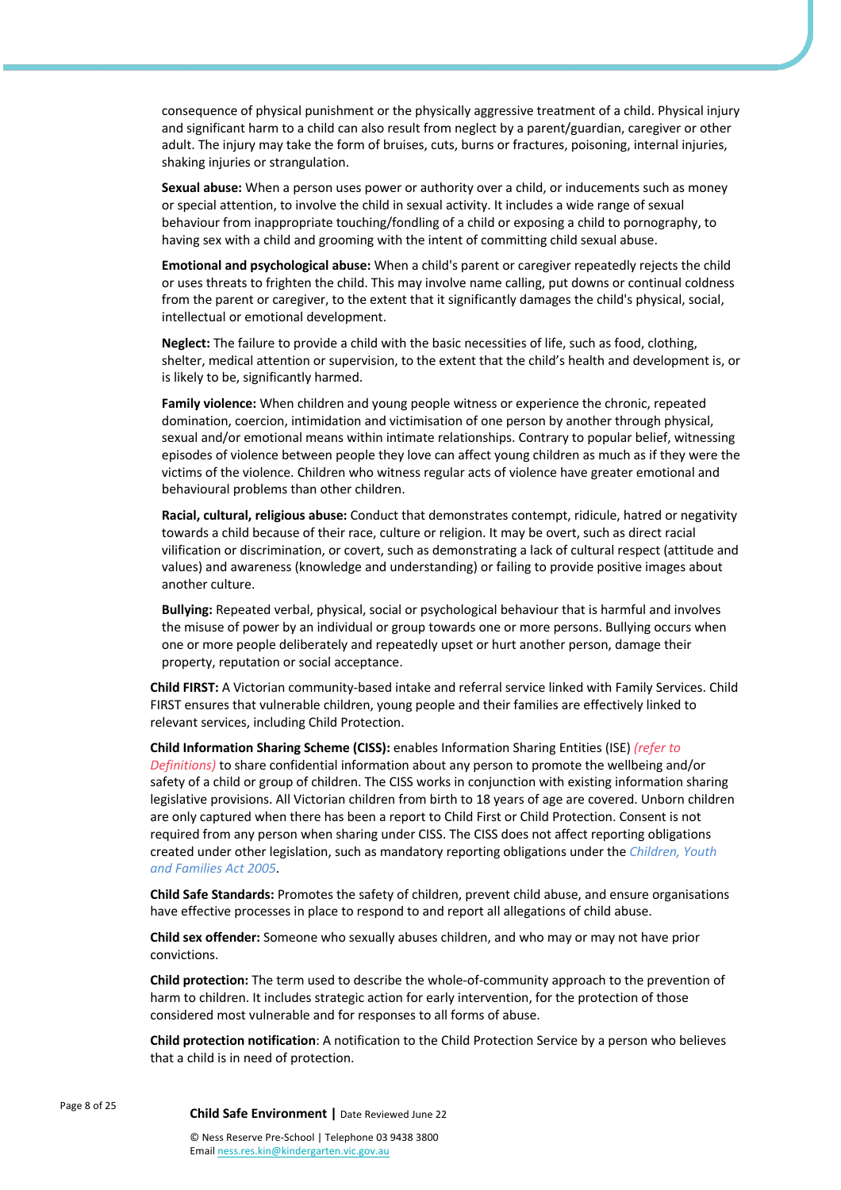consequence of physical punishment or the physically aggressive treatment of a child. Physical injury and significant harm to a child can also result from neglect by a parent/guardian, caregiver or other adult. The injury may take the form of bruises, cuts, burns or fractures, poisoning, internal injuries, shaking injuries or strangulation.

**Sexual abuse:** When a person uses power or authority over a child, or inducements such as money or special attention, to involve the child in sexual activity. It includes a wide range of sexual behaviour from inappropriate touching/fondling of a child or exposing a child to pornography, to having sex with a child and grooming with the intent of committing child sexual abuse.

**Emotional and psychological abuse:** When a child's parent or caregiver repeatedly rejects the child or uses threats to frighten the child. This may involve name calling, put downs or continual coldness from the parent or caregiver, to the extent that it significantly damages the child's physical, social, intellectual or emotional development.

**Neglect:** The failure to provide a child with the basic necessities of life, such as food, clothing, shelter, medical attention or supervision, to the extent that the child's health and development is, or is likely to be, significantly harmed.

**Family violence:** When children and young people witness or experience the chronic, repeated domination, coercion, intimidation and victimisation of one person by another through physical, sexual and/or emotional means within intimate relationships. Contrary to popular belief, witnessing episodes of violence between people they love can affect young children as much as if they were the victims of the violence. Children who witness regular acts of violence have greater emotional and behavioural problems than other children.

**Racial, cultural, religious abuse:** Conduct that demonstrates contempt, ridicule, hatred or negativity towards a child because of their race, culture or religion. It may be overt, such as direct racial vilification or discrimination, or covert, such as demonstrating a lack of cultural respect (attitude and values) and awareness (knowledge and understanding) or failing to provide positive images about another culture.

**Bullying:** Repeated verbal, physical, social or psychological behaviour that is harmful and involves the misuse of power by an individual or group towards one or more persons. Bullying occurs when one or more people deliberately and repeatedly upset or hurt another person, damage their property, reputation or social acceptance.

**Child FIRST:** A Victorian community-based intake and referral service linked with Family Services. Child FIRST ensures that vulnerable children, young people and their families are effectively linked to relevant services, including Child Protection.

**Child Information Sharing Scheme (CISS):** enables Information Sharing Entities (ISE) *(refer to Definitions)* to share confidential information about any person to promote the wellbeing and/or safety of a child or group of children. The CISS works in conjunction with existing information sharing legislative provisions. All Victorian children from birth to 18 years of age are covered. Unborn children are only captured when there has been a report to Child First or Child Protection. Consent is not required from any person when sharing under CISS. The CISS does not affect reporting obligations created under other legislation, such as mandatory reporting obligations under the *Children, Youth and Families Act 2005*.

**Child Safe Standards:** Promotes the safety of children, prevent child abuse, and ensure organisations have effective processes in place to respond to and report all allegations of child abuse.

**Child sex offender:** Someone who sexually abuses children, and who may or may not have prior convictions.

**Child protection:** The term used to describe the whole-of-community approach to the prevention of harm to children. It includes strategic action for early intervention, for the protection of those considered most vulnerable and for responses to all forms of abuse.

**Child protection notification**: A notification to the Child Protection Service by a person who believes that a child is in need of protection.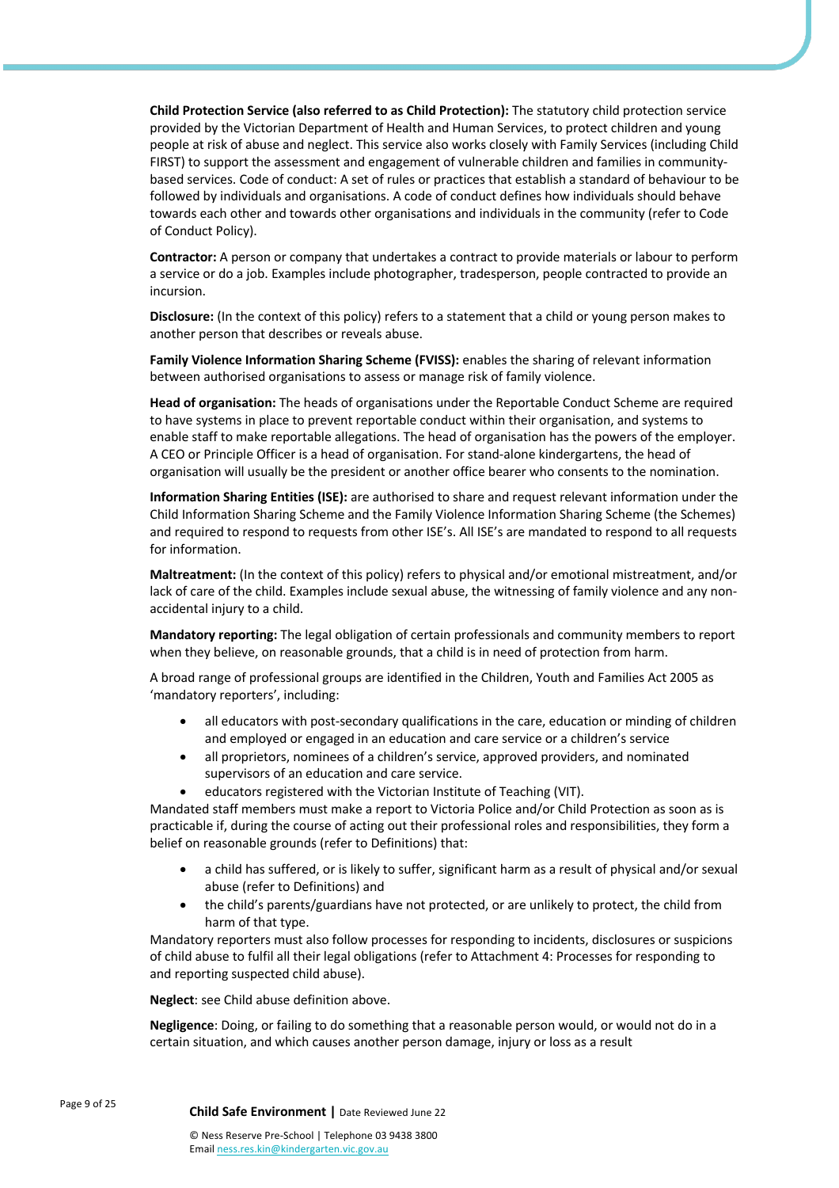**Child Protection Service (also referred to as Child Protection):** The statutory child protection service provided by the Victorian Department of Health and Human Services, to protect children and young people at risk of abuse and neglect. This service also works closely with Family Services (including Child FIRST) to support the assessment and engagement of vulnerable children and families in community-based services. Code of conduct: A set of rules or practices that establish a standard of behaviour to be followed by individuals and organisations. A code of conduct defines how individuals should behave towards each other and towards other organisations and individuals in the community (refer to Code of Conduct Policy).

**Contractor:** A person or company that undertakes a contract to provide materials or labour to perform a service or do a job. Examples include photographer, tradesperson, people contracted to provide an incursion.

**Disclosure:** (In the context of this policy) refers to a statement that a child or young person makes to another person that describes or reveals abuse.

**Family Violence Information Sharing Scheme (FVISS):** enables the sharing of relevant information between authorised organisations to assess or manage risk of family violence.

**Head of organisation:** The heads of organisations under the Reportable Conduct Scheme are required to have systems in place to prevent reportable conduct within their organisation, and systems to enable staff to make reportable allegations. The head of organisation has the powers of the employer. A CEO or Principle Officer is a head of organisation. For stand-alone kindergartens, the head of organisation will usually be the president or another office bearer who consents to the nomination.

**Information Sharing Entities (ISE):** are authorised to share and request relevant information under the Child Information Sharing Scheme and the Family Violence Information Sharing Scheme (the Schemes) and required to respond to requests from other ISE's. All ISE's are mandated to respond to all requests for information.

**Maltreatment:** (In the context of this policy) refers to physical and/or emotional mistreatment, and/or lack of care of the child. Examples include sexual abuse, the witnessing of family violence and any non-accidental injury to a child.

**Mandatory reporting:** The legal obligation of certain professionals and community members to report when they believe, on reasonable grounds, that a child is in need of protection from harm.

A broad range of professional groups are identified in the Children, Youth and Families Act 2005 as 'mandatory reporters', including:

- all educators with post-secondary qualifications in the care, education or minding of children and employed or engaged in an education and care service or a children's service
- all proprietors, nominees of a children's service, approved providers, and nominated supervisors of an education and care service.
- educators registered with the Victorian Institute of Teaching (VIT).

Mandated staff members must make a report to Victoria Police and/or Child Protection as soon as is practicable if, during the course of acting out their professional roles and responsibilities, they form a belief on reasonable grounds (refer to Definitions) that:

- a child has suffered, or is likely to suffer, significant harm as a result of physical and/or sexual abuse (refer to Definitions) and
- the child's parents/guardians have not protected, or are unlikely to protect, the child from harm of that type.

Mandatory reporters must also follow processes for responding to incidents, disclosures or suspicions of child abuse to fulfil all their legal obligations (refer to Attachment 4: Processes for responding to and reporting suspected child abuse).

**Neglect**: see Child abuse definition above.

**Negligence**: Doing, or failing to do something that a reasonable person would, or would not do in a certain situation, and which causes another person damage, injury or loss as a result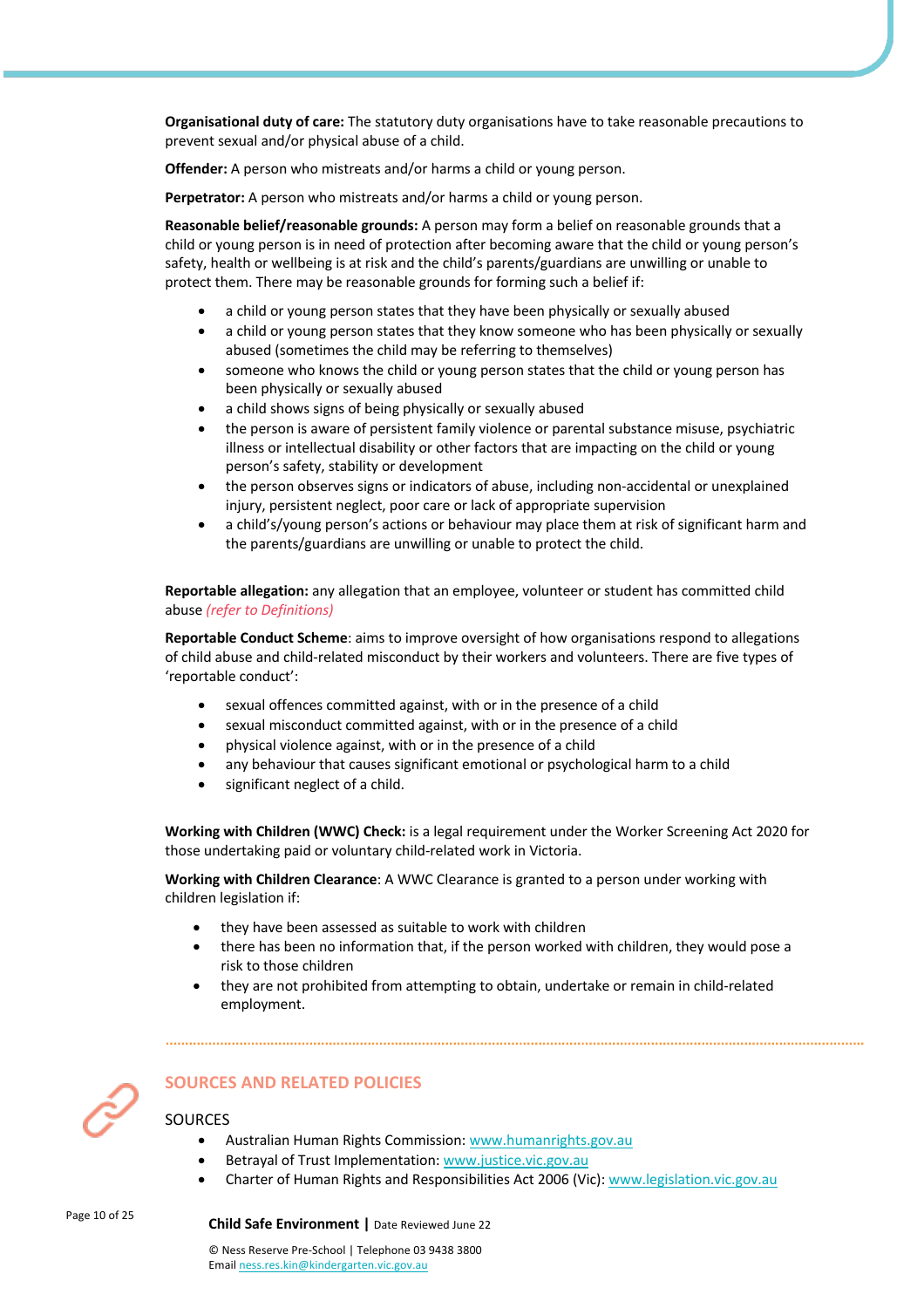**Organisational duty of care:** The statutory duty organisations have to take reasonable precautions to prevent sexual and/or physical abuse of a child.

**Offender:** A person who mistreats and/or harms a child or young person.

**Perpetrator:** A person who mistreats and/or harms a child or young person.

**Reasonable belief/reasonable grounds:** A person may form a belief on reasonable grounds that a child or young person is in need of protection after becoming aware that the child or young person's safety, health or wellbeing is at risk and the child's parents/guardians are unwilling or unable to protect them. There may be reasonable grounds for forming such a belief if:

- a child or young person states that they have been physically or sexually abused
- a child or young person states that they know someone who has been physically or sexually abused (sometimes the child may be referring to themselves)
- someone who knows the child or young person states that the child or young person has been physically or sexually abused
- a child shows signs of being physically or sexually abused
- the person is aware of persistent family violence or parental substance misuse, psychiatric illness or intellectual disability or other factors that are impacting on the child or young person's safety, stability or development
- the person observes signs or indicators of abuse, including non-accidental or unexplained injury, persistent neglect, poor care or lack of appropriate supervision
- a child's/young person's actions or behaviour may place them at risk of significant harm and the parents/guardians are unwilling or unable to protect the child.

**Reportable allegation:** any allegation that an employee, volunteer or student has committed child abuse *(refer to Definitions)*

**Reportable Conduct Scheme**: aims to improve oversight of how organisations respond to allegations of child abuse and child-related misconduct by their workers and volunteers. There are five types of 'reportable conduct':

- sexual offences committed against, with or in the presence of a child
- sexual misconduct committed against, with or in the presence of a child
- physical violence against, with or in the presence of a child
- any behaviour that causes significant emotional or psychological harm to a child
- significant neglect of a child.

**Working with Children (WWC) Check:** is a legal requirement under the Worker Screening Act 2020 for those undertaking paid or voluntary child-related work in Victoria.

**Working with Children Clearance**: A WWC Clearance is granted to a person under working with children legislation if:

- they have been assessed as suitable to work with children
- there has been no information that, if the person worked with children, they would pose a risk to those children
- they are not prohibited from attempting to obtain, undertake or remain in child-related employment.

## SOURCES AND RELATED POLICIES

### SOURCES

- Australian Human Rights Commission: www.humanrights.gov.au
- Betrayal of Trust Implementation: www.justice.vic.gov.au
- Charter of Human Rights and Responsibilities Act 2006 (Vic): www.legislation.vic.gov.au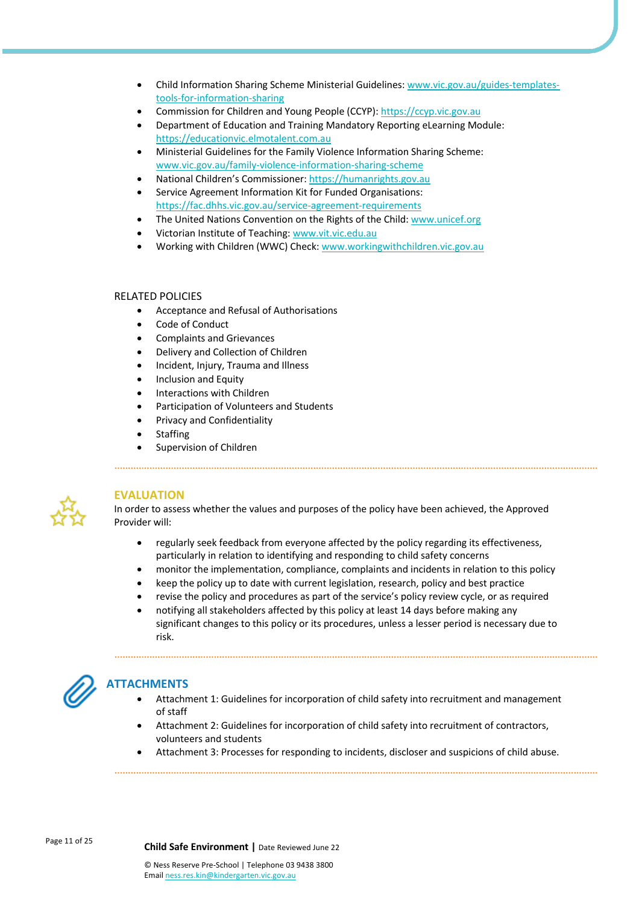- Child Information Sharing Scheme Ministerial Guidelines: www.vic.gov.au/guides-templates-tools-for-information-sharing
- Commission for Children and Young People (CCYP): https://ccyp.vic.gov.au
- Department of Education and Training Mandatory Reporting eLearning Module: https://educationvic.elmotalent.com.au
- Ministerial Guidelines for the Family Violence Information Sharing Scheme: www.vic.gov.au/family-violence-information-sharing-scheme
- National Children's Commissioner: https://humanrights.gov.au
- Service Agreement Information Kit for Funded Organisations: https://fac.dhhs.vic.gov.au/service-agreement-requirements
- The United Nations Convention on the Rights of the Child: www.unicef.org
- Victorian Institute of Teaching: www.vit.vic.edu.au
- Working with Children (WWC) Check: www.workingwithchildren.vic.gov.au

RELATED POLICIES

- Acceptance and Refusal of Authorisations
- Code of Conduct
- Complaints and Grievances
- Delivery and Collection of Children
- Incident, Injury, Trauma and Illness
- Inclusion and Equity
- Interactions with Children
- Participation of Volunteers and Students
- Privacy and Confidentiality
- Staffing
- Supervision of Children

## EVALUATION

In order to assess whether the values and purposes of the policy have been achieved, the Approved Provider will:

- regularly seek feedback from everyone affected by the policy regarding its effectiveness, particularly in relation to identifying and responding to child safety concerns
- monitor the implementation, compliance, complaints and incidents in relation to this policy
- keep the policy up to date with current legislation, research, policy and best practice
- revise the policy and procedures as part of the service's policy review cycle, or as required
- notifying all stakeholders affected by this policy at least 14 days before making any significant changes to this policy or its procedures, unless a lesser period is necessary due to risk.

## ATTACHMENTS

- Attachment 1: Guidelines for incorporation of child safety into recruitment and management of staff
- Attachment 2: Guidelines for incorporation of child safety into recruitment of contractors, volunteers and students
- Attachment 3: Processes for responding to incidents, discloser and suspicions of child abuse.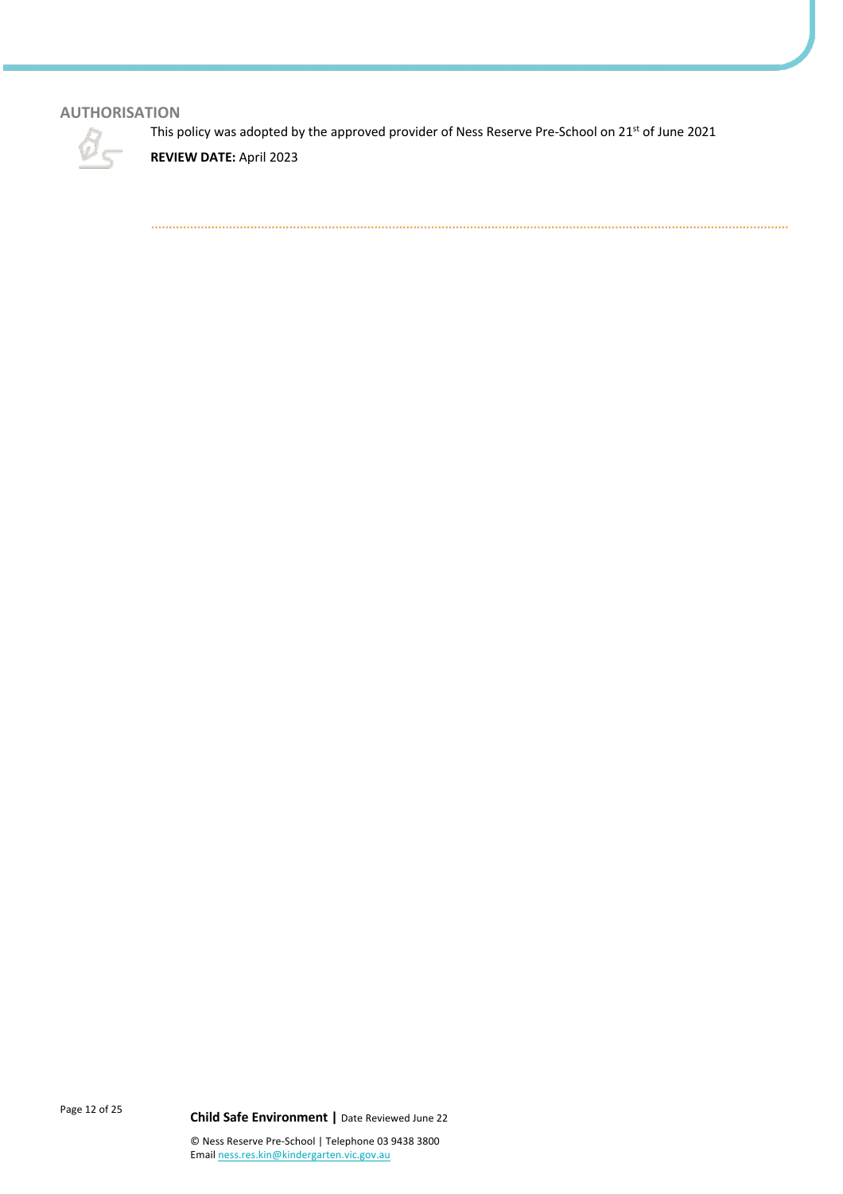## AUTHORISATION

This policy was adopted by the approved provider of Ness Reserve Pre-School on 21st of June 2021

**REVIEW DATE:** April 2023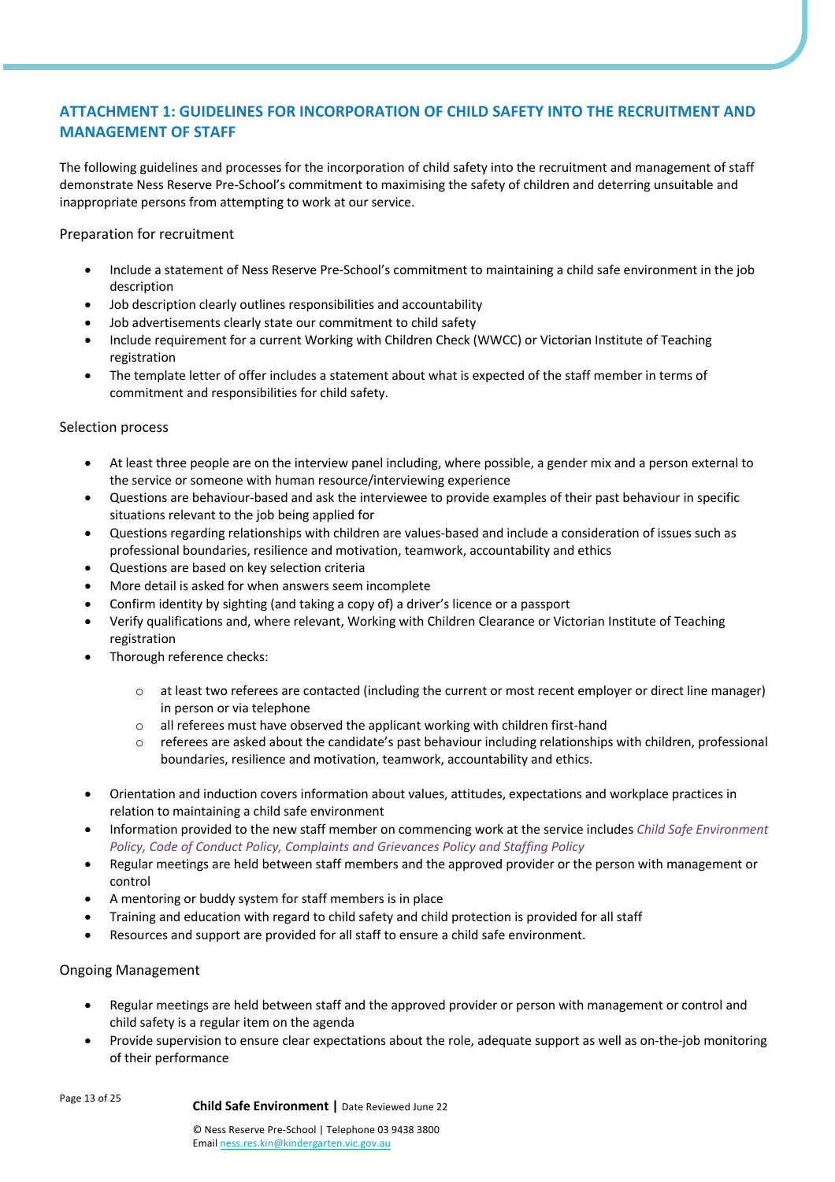## ATTACHMENT 1: GUIDELINES FOR INCORPORATION OF CHILD SAFETY INTO THE RECRUITMENT AND MANAGEMENT OF STAFF

The following guidelines and processes for the incorporation of child safety into the recruitment and management of staff demonstrate Ness Reserve Pre-School's commitment to maximising the safety of children and deterring unsuitable and inappropriate persons from attempting to work at our service.

### Preparation for recruitment

- Include a statement of Ness Reserve Pre-School's commitment to maintaining a child safe environment in the job description
- Job description clearly outlines responsibilities and accountability
- Job advertisements clearly state our commitment to child safety
- Include requirement for a current Working with Children Check (WWCC) or Victorian Institute of Teaching registration
- The template letter of offer includes a statement about what is expected of the staff member in terms of commitment and responsibilities for child safety.

### Selection process

- At least three people are on the interview panel including, where possible, a gender mix and a person external to the service or someone with human resource/interviewing experience
- Questions are behaviour-based and ask the interviewee to provide examples of their past behaviour in specific situations relevant to the job being applied for
- Questions regarding relationships with children are values-based and include a consideration of issues such as professional boundaries, resilience and motivation, teamwork, accountability and ethics
- Questions are based on key selection criteria
- More detail is asked for when answers seem incomplete
- Confirm identity by sighting (and taking a copy of) a driver's licence or a passport
- Verify qualifications and, where relevant, Working with Children Clearance or Victorian Institute of Teaching registration
- Thorough reference checks:
  - at least two referees are contacted (including the current or most recent employer or direct line manager) in person or via telephone
  - all referees must have observed the applicant working with children first-hand
  - referees are asked about the candidate's past behaviour including relationships with children, professional boundaries, resilience and motivation, teamwork, accountability and ethics.
- Orientation and induction covers information about values, attitudes, expectations and workplace practices in relation to maintaining a child safe environment
- Information provided to the new staff member on commencing work at the service includes *Child Safe Environment Policy, Code of Conduct Policy, Complaints and Grievances Policy and Staffing Policy*
- Regular meetings are held between staff members and the approved provider or the person with management or control
- A mentoring or buddy system for staff members is in place
- Training and education with regard to child safety and child protection is provided for all staff
- Resources and support are provided for all staff to ensure a child safe environment.

### Ongoing Management

- Regular meetings are held between staff and the approved provider or person with management or control and child safety is a regular item on the agenda
- Provide supervision to ensure clear expectations about the role, adequate support as well as on-the-job monitoring of their performance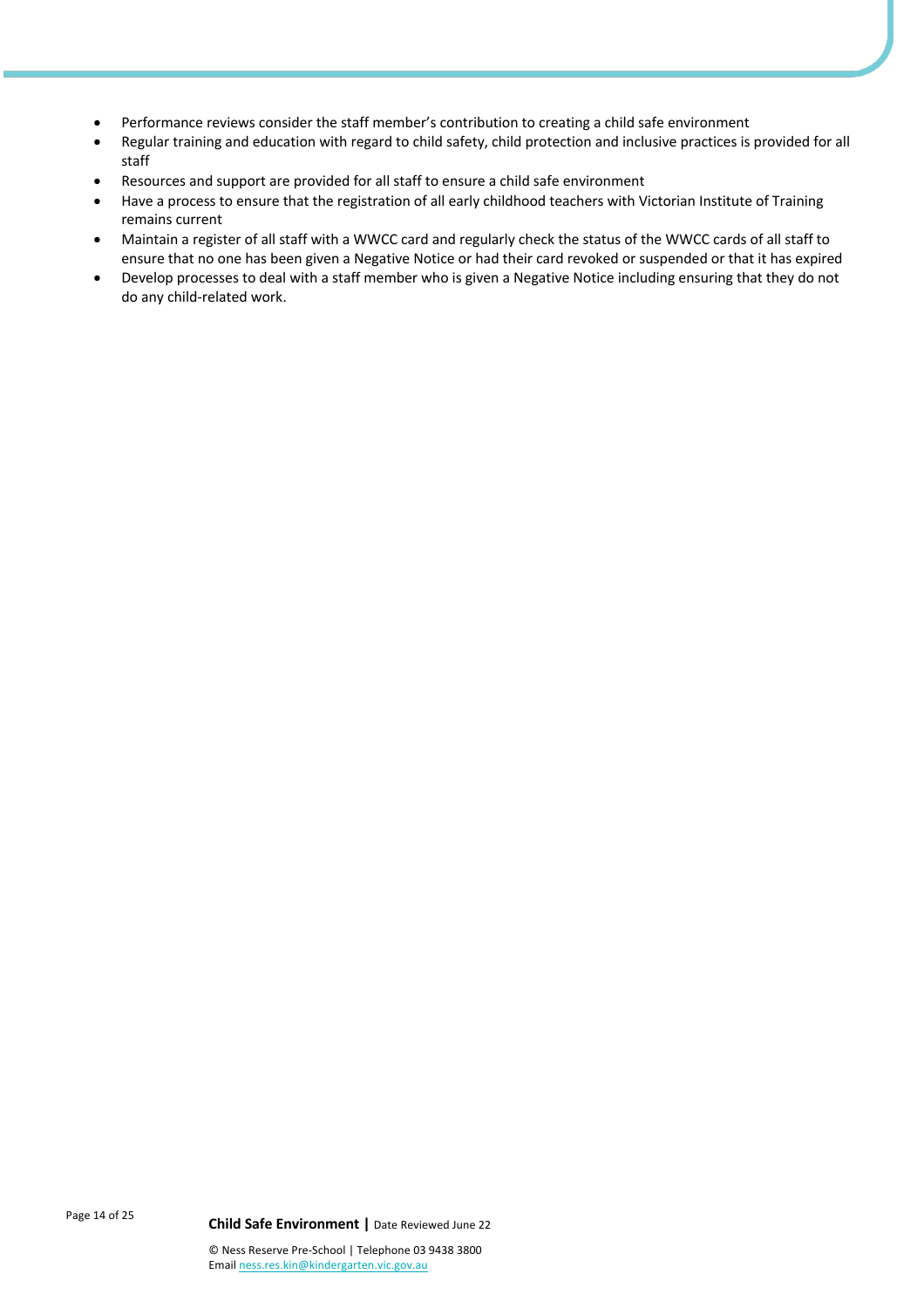- Performance reviews consider the staff member's contribution to creating a child safe environment
- Regular training and education with regard to child safety, child protection and inclusive practices is provided for all staff
- Resources and support are provided for all staff to ensure a child safe environment
- Have a process to ensure that the registration of all early childhood teachers with Victorian Institute of Training remains current
- Maintain a register of all staff with a WWCC card and regularly check the status of the WWCC cards of all staff to ensure that no one has been given a Negative Notice or had their card revoked or suspended or that it has expired
- Develop processes to deal with a staff member who is given a Negative Notice including ensuring that they do not do any child-related work.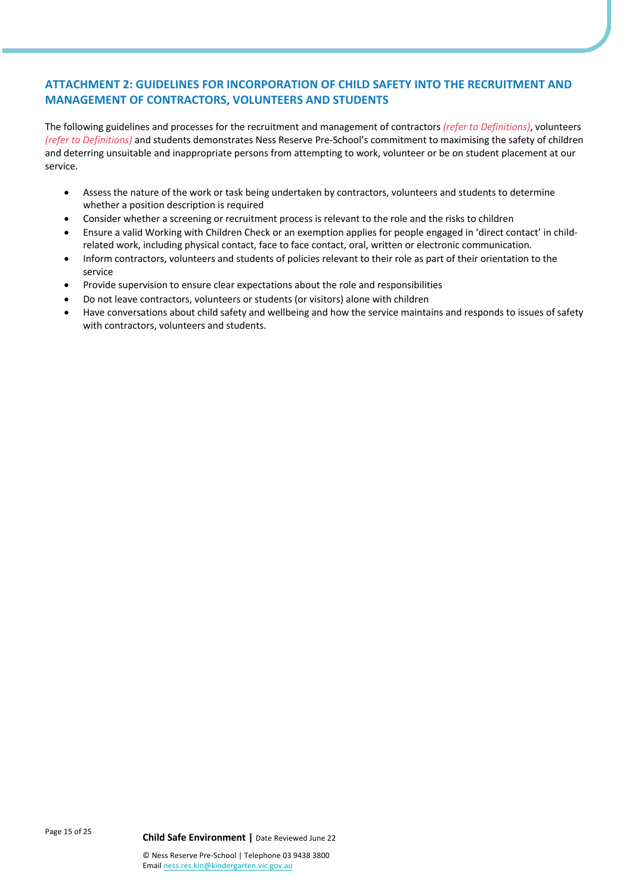## ATTACHMENT 2: GUIDELINES FOR INCORPORATION OF CHILD SAFETY INTO THE RECRUITMENT AND MANAGEMENT OF CONTRACTORS, VOLUNTEERS AND STUDENTS

The following guidelines and processes for the recruitment and management of contractors *(refer to Definitions)*, volunteers *(refer to Definitions)* and students demonstrates Ness Reserve Pre-School's commitment to maximising the safety of children and deterring unsuitable and inappropriate persons from attempting to work, volunteer or be on student placement at our service.

- Assess the nature of the work or task being undertaken by contractors, volunteers and students to determine whether a position description is required
- Consider whether a screening or recruitment process is relevant to the role and the risks to children
- Ensure a valid Working with Children Check or an exemption applies for people engaged in 'direct contact' in child-related work, including physical contact, face to face contact, oral, written or electronic communication.
- Inform contractors, volunteers and students of policies relevant to their role as part of their orientation to the service
- Provide supervision to ensure clear expectations about the role and responsibilities
- Do not leave contractors, volunteers or students (or visitors) alone with children
- Have conversations about child safety and wellbeing and how the service maintains and responds to issues of safety with contractors, volunteers and students.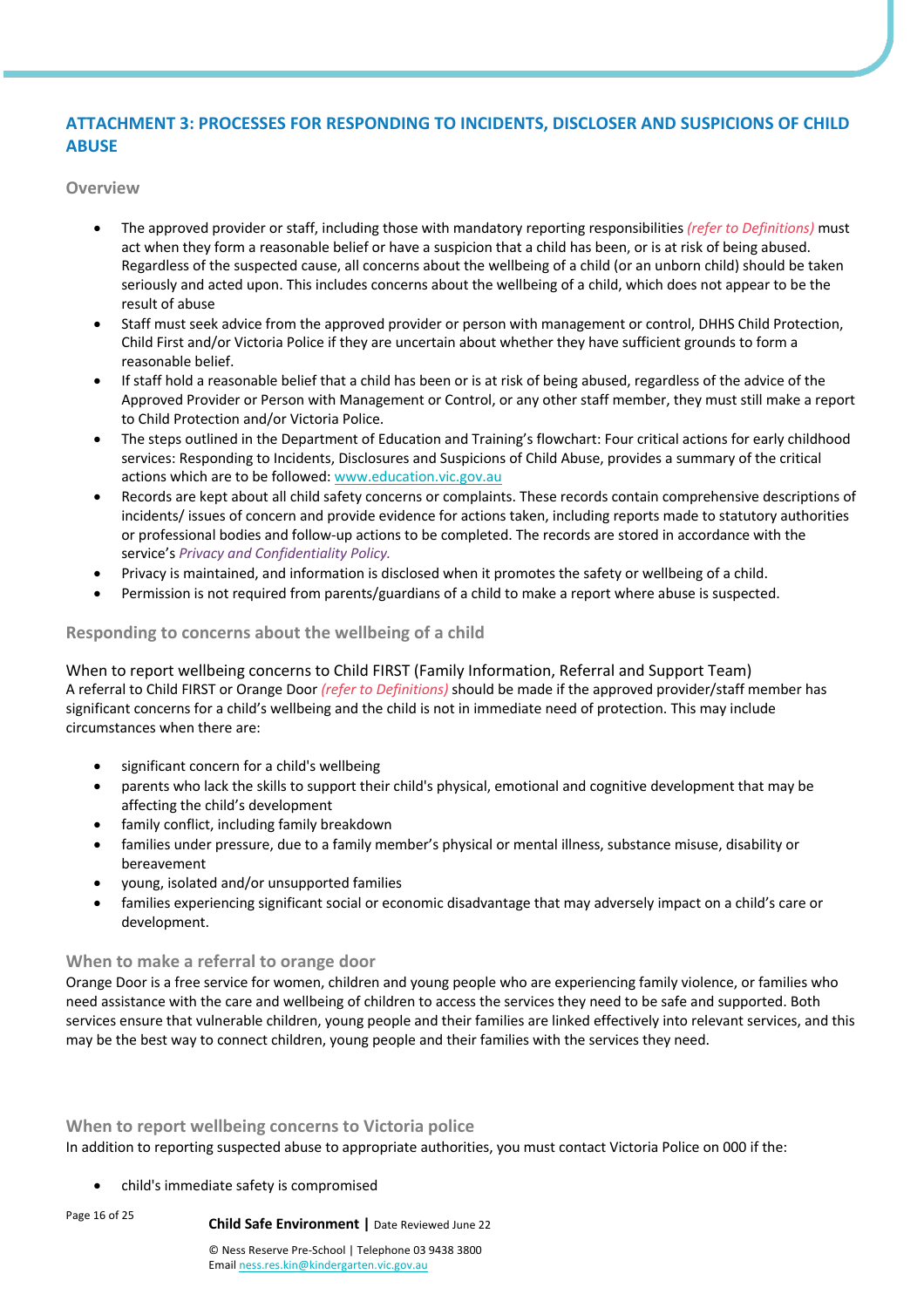## ATTACHMENT 3: PROCESSES FOR RESPONDING TO INCIDENTS, DISCLOSER AND SUSPICIONS OF CHILD ABUSE

### Overview

- The approved provider or staff, including those with mandatory reporting responsibilities *(refer to Definitions)* must act when they form a reasonable belief or have a suspicion that a child has been, or is at risk of being abused. Regardless of the suspected cause, all concerns about the wellbeing of a child (or an unborn child) should be taken seriously and acted upon. This includes concerns about the wellbeing of a child, which does not appear to be the result of abuse
- Staff must seek advice from the approved provider or person with management or control, DHHS Child Protection, Child First and/or Victoria Police if they are uncertain about whether they have sufficient grounds to form a reasonable belief.
- If staff hold a reasonable belief that a child has been or is at risk of being abused, regardless of the advice of the Approved Provider or Person with Management or Control, or any other staff member, they must still make a report to Child Protection and/or Victoria Police.
- The steps outlined in the Department of Education and Training's flowchart: Four critical actions for early childhood services: Responding to Incidents, Disclosures and Suspicions of Child Abuse, provides a summary of the critical actions which are to be followed: www.education.vic.gov.au
- Records are kept about all child safety concerns or complaints. These records contain comprehensive descriptions of incidents/ issues of concern and provide evidence for actions taken, including reports made to statutory authorities or professional bodies and follow-up actions to be completed. The records are stored in accordance with the service's *Privacy and Confidentiality Policy.*
- Privacy is maintained, and information is disclosed when it promotes the safety or wellbeing of a child.
- Permission is not required from parents/guardians of a child to make a report where abuse is suspected.

### Responding to concerns about the wellbeing of a child

#### When to report wellbeing concerns to Child FIRST (Family Information, Referral and Support Team)

A referral to Child FIRST or Orange Door *(refer to Definitions)* should be made if the approved provider/staff member has significant concerns for a child's wellbeing and the child is not in immediate need of protection. This may include circumstances when there are:

- significant concern for a child's wellbeing
- parents who lack the skills to support their child's physical, emotional and cognitive development that may be affecting the child's development
- family conflict, including family breakdown
- families under pressure, due to a family member's physical or mental illness, substance misuse, disability or bereavement
- young, isolated and/or unsupported families
- families experiencing significant social or economic disadvantage that may adversely impact on a child's care or development.

### When to make a referral to orange door

Orange Door is a free service for women, children and young people who are experiencing family violence, or families who need assistance with the care and wellbeing of children to access the services they need to be safe and supported. Both services ensure that vulnerable children, young people and their families are linked effectively into relevant services, and this may be the best way to connect children, young people and their families with the services they need.

### When to report wellbeing concerns to Victoria police

In addition to reporting suspected abuse to appropriate authorities, you must contact Victoria Police on 000 if the:

- child's immediate safety is compromised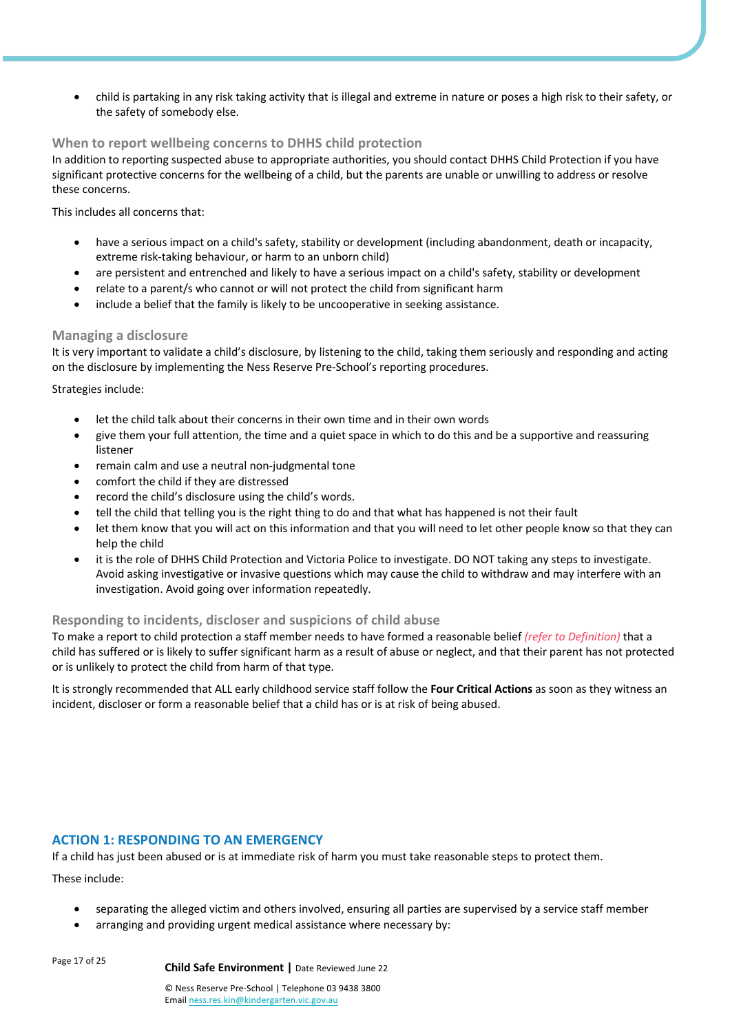- child is partaking in any risk taking activity that is illegal and extreme in nature or poses a high risk to their safety, or the safety of somebody else.

### When to report wellbeing concerns to DHHS child protection

In addition to reporting suspected abuse to appropriate authorities, you should contact DHHS Child Protection if you have significant protective concerns for the wellbeing of a child, but the parents are unable or unwilling to address or resolve these concerns.

This includes all concerns that:

- have a serious impact on a child's safety, stability or development (including abandonment, death or incapacity, extreme risk-taking behaviour, or harm to an unborn child)
- are persistent and entrenched and likely to have a serious impact on a child's safety, stability or development
- relate to a parent/s who cannot or will not protect the child from significant harm
- include a belief that the family is likely to be uncooperative in seeking assistance.

### Managing a disclosure

It is very important to validate a child's disclosure, by listening to the child, taking them seriously and responding and acting on the disclosure by implementing the Ness Reserve Pre-School's reporting procedures.

Strategies include:

- let the child talk about their concerns in their own time and in their own words
- give them your full attention, the time and a quiet space in which to do this and be a supportive and reassuring listener
- remain calm and use a neutral non-judgmental tone
- comfort the child if they are distressed
- record the child's disclosure using the child's words.
- tell the child that telling you is the right thing to do and that what has happened is not their fault
- let them know that you will act on this information and that you will need to let other people know so that they can help the child
- it is the role of DHHS Child Protection and Victoria Police to investigate. DO NOT taking any steps to investigate. Avoid asking investigative or invasive questions which may cause the child to withdraw and may interfere with an investigation. Avoid going over information repeatedly.

### Responding to incidents, discloser and suspicions of child abuse

To make a report to child protection a staff member needs to have formed a reasonable belief *(refer to Definition)* that a child has suffered or is likely to suffer significant harm as a result of abuse or neglect, and that their parent has not protected or is unlikely to protect the child from harm of that type.

It is strongly recommended that ALL early childhood service staff follow the **Four Critical Actions** as soon as they witness an incident, discloser or form a reasonable belief that a child has or is at risk of being abused.

## ACTION 1: RESPONDING TO AN EMERGENCY

If a child has just been abused or is at immediate risk of harm you must take reasonable steps to protect them.

These include:

- separating the alleged victim and others involved, ensuring all parties are supervised by a service staff member
- arranging and providing urgent medical assistance where necessary by: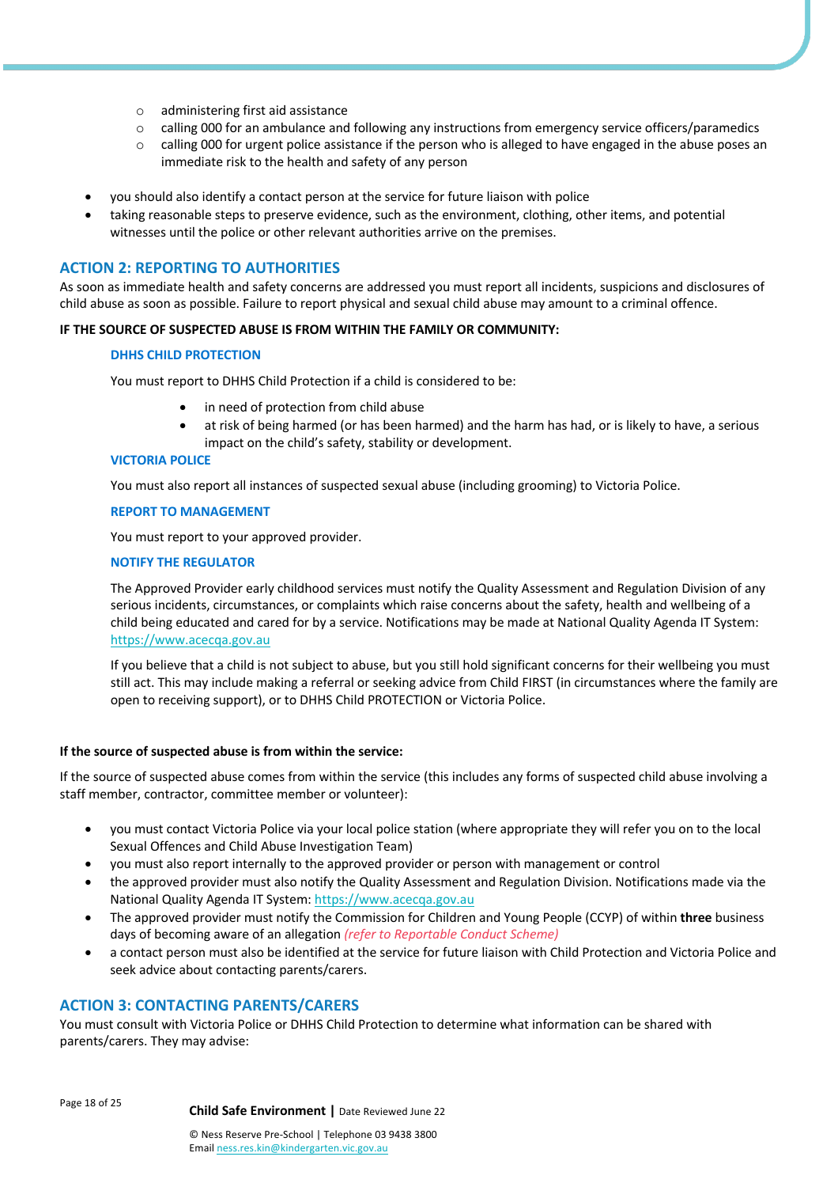- administering first aid assistance
  - calling 000 for an ambulance and following any instructions from emergency service officers/paramedics
  - calling 000 for urgent police assistance if the person who is alleged to have engaged in the abuse poses an immediate risk to the health and safety of any person

- you should also identify a contact person at the service for future liaison with police
- taking reasonable steps to preserve evidence, such as the environment, clothing, other items, and potential witnesses until the police or other relevant authorities arrive on the premises.

## ACTION 2: REPORTING TO AUTHORITIES

As soon as immediate health and safety concerns are addressed you must report all incidents, suspicions and disclosures of child abuse as soon as possible. Failure to report physical and sexual child abuse may amount to a criminal offence.

**IF THE SOURCE OF SUSPECTED ABUSE IS FROM WITHIN THE FAMILY OR COMMUNITY:**

### DHHS CHILD PROTECTION

You must report to DHHS Child Protection if a child is considered to be:

- in need of protection from child abuse
- at risk of being harmed (or has been harmed) and the harm has had, or is likely to have, a serious impact on the child's safety, stability or development.

### VICTORIA POLICE

You must also report all instances of suspected sexual abuse (including grooming) to Victoria Police.

### REPORT TO MANAGEMENT

You must report to your approved provider.

### NOTIFY THE REGULATOR

The Approved Provider early childhood services must notify the Quality Assessment and Regulation Division of any serious incidents, circumstances, or complaints which raise concerns about the safety, health and wellbeing of a child being educated and cared for by a service. Notifications may be made at National Quality Agenda IT System: https://www.acecqa.gov.au

If you believe that a child is not subject to abuse, but you still hold significant concerns for their wellbeing you must still act. This may include making a referral or seeking advice from Child FIRST (in circumstances where the family are open to receiving support), or to DHHS Child PROTECTION or Victoria Police.

**If the source of suspected abuse is from within the service:**

If the source of suspected abuse comes from within the service (this includes any forms of suspected child abuse involving a staff member, contractor, committee member or volunteer):

- you must contact Victoria Police via your local police station (where appropriate they will refer you on to the local Sexual Offences and Child Abuse Investigation Team)
- you must also report internally to the approved provider or person with management or control
- the approved provider must also notify the Quality Assessment and Regulation Division. Notifications made via the National Quality Agenda IT System: https://www.acecqa.gov.au
- The approved provider must notify the Commission for Children and Young People (CCYP) of within **three** business days of becoming aware of an allegation *(refer to Reportable Conduct Scheme)*
- a contact person must also be identified at the service for future liaison with Child Protection and Victoria Police and seek advice about contacting parents/carers.

## ACTION 3: CONTACTING PARENTS/CARERS

You must consult with Victoria Police or DHHS Child Protection to determine what information can be shared with parents/carers. They may advise: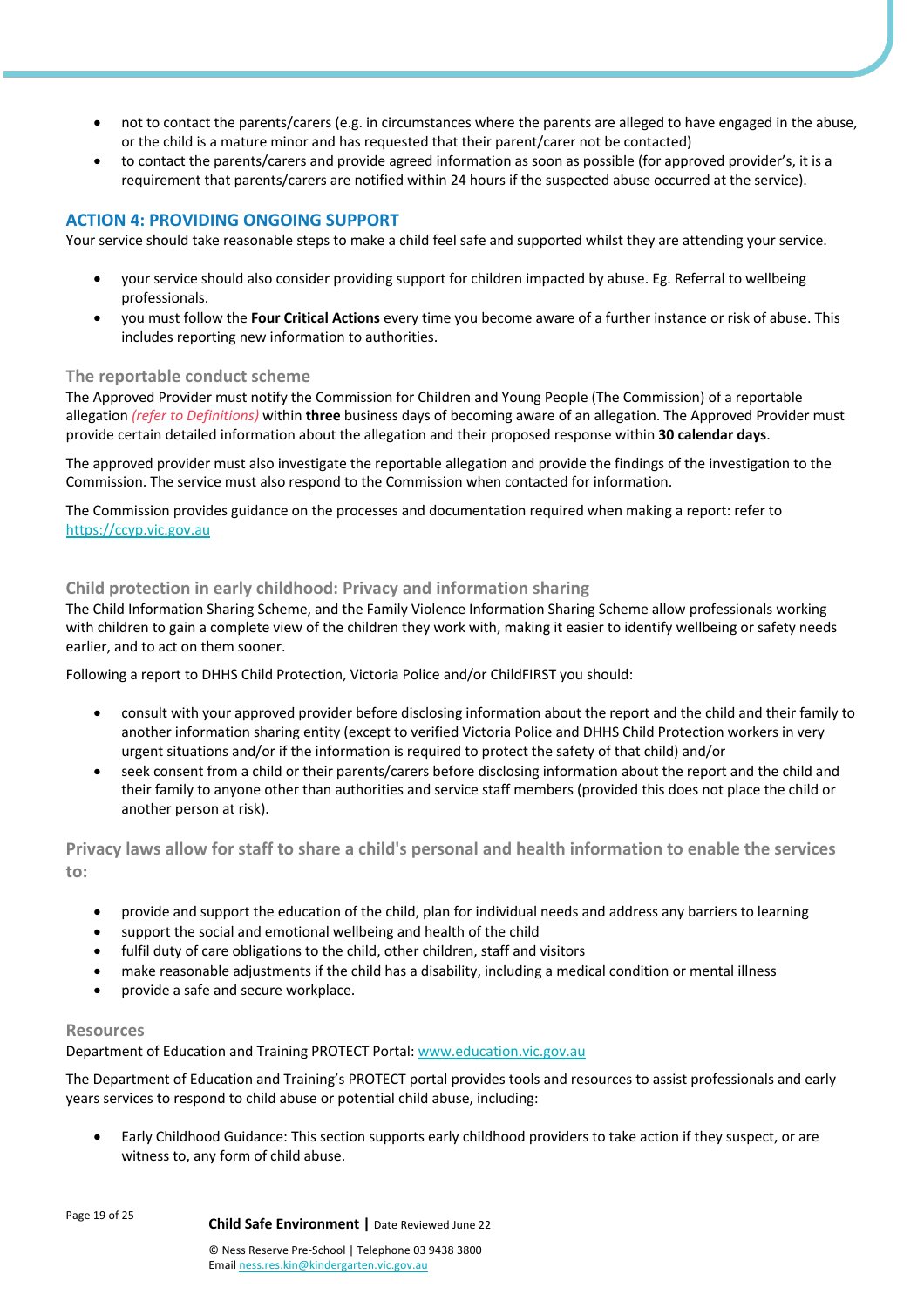- not to contact the parents/carers (e.g. in circumstances where the parents are alleged to have engaged in the abuse, or the child is a mature minor and has requested that their parent/carer not be contacted)
- to contact the parents/carers and provide agreed information as soon as possible (for approved provider's, it is a requirement that parents/carers are notified within 24 hours if the suspected abuse occurred at the service).

## ACTION 4: PROVIDING ONGOING SUPPORT

Your service should take reasonable steps to make a child feel safe and supported whilst they are attending your service.

- your service should also consider providing support for children impacted by abuse. Eg. Referral to wellbeing professionals.
- you must follow the **Four Critical Actions** every time you become aware of a further instance or risk of abuse. This includes reporting new information to authorities.

### The reportable conduct scheme

The Approved Provider must notify the Commission for Children and Young People (The Commission) of a reportable allegation *(refer to Definitions)* within **three** business days of becoming aware of an allegation. The Approved Provider must provide certain detailed information about the allegation and their proposed response within **30 calendar days**.

The approved provider must also investigate the reportable allegation and provide the findings of the investigation to the Commission. The service must also respond to the Commission when contacted for information.

The Commission provides guidance on the processes and documentation required when making a report: refer to https://ccyp.vic.gov.au

### Child protection in early childhood: Privacy and information sharing

The Child Information Sharing Scheme, and the Family Violence Information Sharing Scheme allow professionals working with children to gain a complete view of the children they work with, making it easier to identify wellbeing or safety needs earlier, and to act on them sooner.

Following a report to DHHS Child Protection, Victoria Police and/or ChildFIRST you should:

- consult with your approved provider before disclosing information about the report and the child and their family to another information sharing entity (except to verified Victoria Police and DHHS Child Protection workers in very urgent situations and/or if the information is required to protect the safety of that child) and/or
- seek consent from a child or their parents/carers before disclosing information about the report and the child and their family to anyone other than authorities and service staff members (provided this does not place the child or another person at risk).

### Privacy laws allow for staff to share a child's personal and health information to enable the services to:

- provide and support the education of the child, plan for individual needs and address any barriers to learning
- support the social and emotional wellbeing and health of the child
- fulfil duty of care obligations to the child, other children, staff and visitors
- make reasonable adjustments if the child has a disability, including a medical condition or mental illness
- provide a safe and secure workplace.

### Resources

Department of Education and Training PROTECT Portal: www.education.vic.gov.au

The Department of Education and Training's PROTECT portal provides tools and resources to assist professionals and early years services to respond to child abuse or potential child abuse, including:

- Early Childhood Guidance: This section supports early childhood providers to take action if they suspect, or are witness to, any form of child abuse.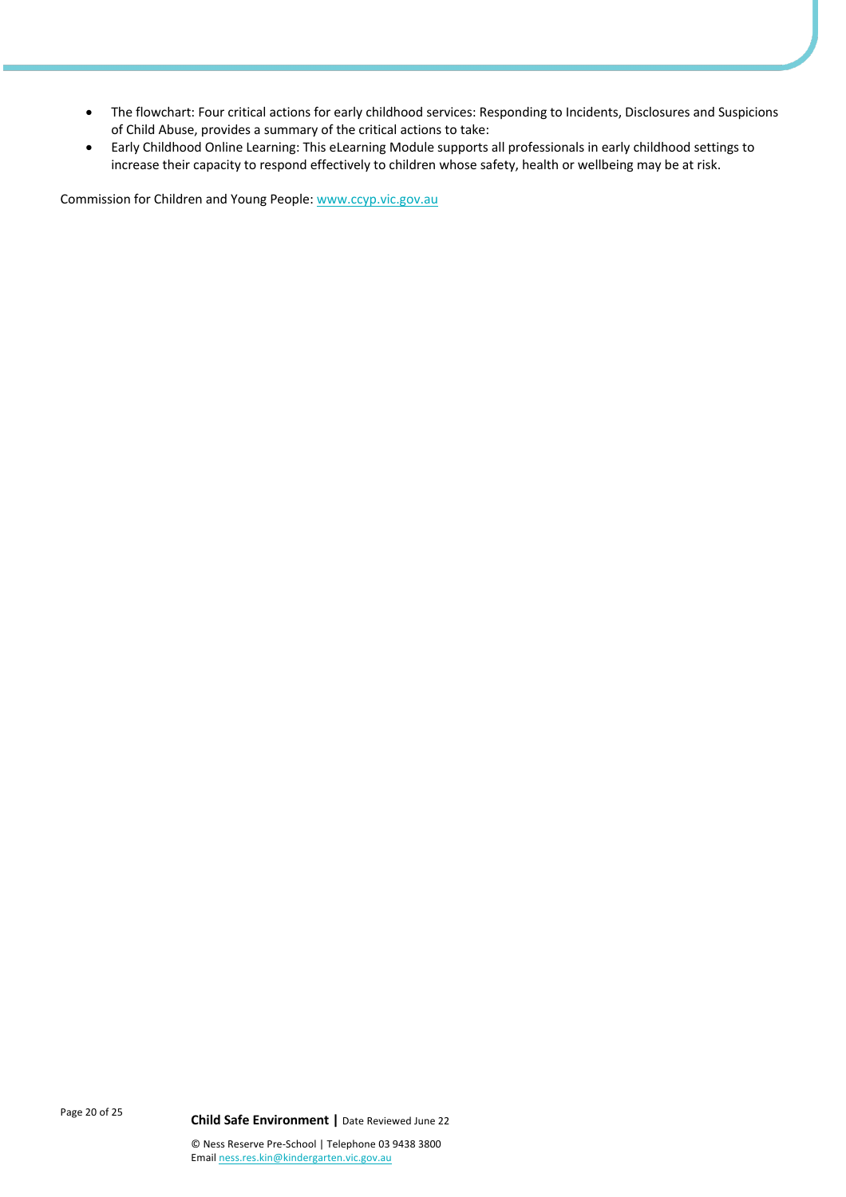- The flowchart: Four critical actions for early childhood services: Responding to Incidents, Disclosures and Suspicions of Child Abuse, provides a summary of the critical actions to take:
- Early Childhood Online Learning: This eLearning Module supports all professionals in early childhood settings to increase their capacity to respond effectively to children whose safety, health or wellbeing may be at risk.

Commission for Children and Young People: www.ccyp.vic.gov.au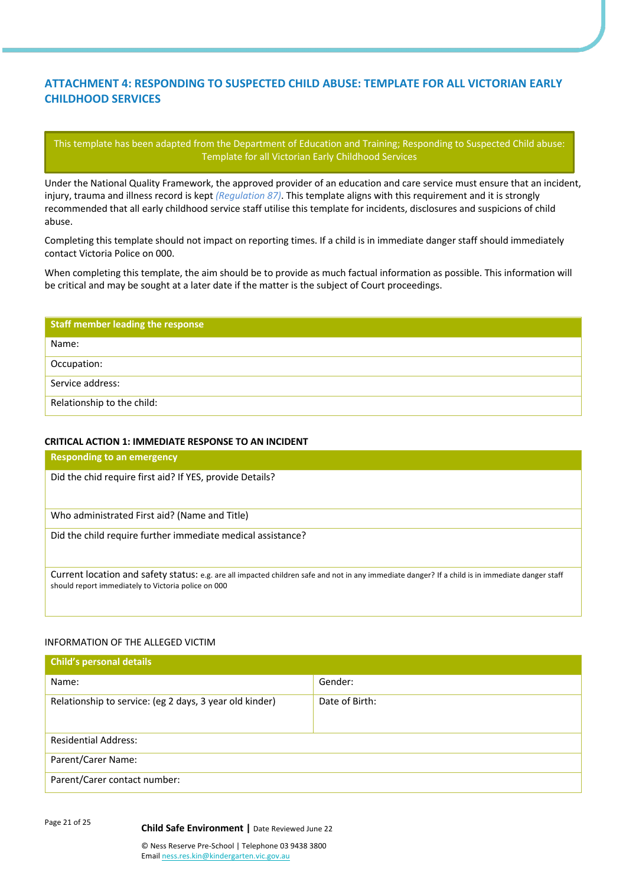## ATTACHMENT 4: RESPONDING TO SUSPECTED CHILD ABUSE: TEMPLATE FOR ALL VICTORIAN EARLY CHILDHOOD SERVICES

This template has been adapted from the Department of Education and Training; Responding to Suspected Child abuse: Template for all Victorian Early Childhood Services

Under the National Quality Framework, the approved provider of an education and care service must ensure that an incident, injury, trauma and illness record is kept *(Regulation 87)*. This template aligns with this requirement and it is strongly recommended that all early childhood service staff utilise this template for incidents, disclosures and suspicions of child abuse.

Completing this template should not impact on reporting times. If a child is in immediate danger staff should immediately contact Victoria Police on 000.

When completing this template, the aim should be to provide as much factual information as possible. This information will be critical and may be sought at a later date if the matter is the subject of Court proceedings.

| **Staff member leading the response** |
|---|
| Name: |
| Occupation: |
| Service address: |
| Relationship to the child: |

**CRITICAL ACTION 1: IMMEDIATE RESPONSE TO AN INCIDENT**

| **Responding to an emergency** |
|---|
| Did the chid require first aid? If YES, provide Details? |
| Who administrated First aid? (Name and Title) |
| Did the child require further immediate medical assistance? |
| Current location and safety status: e.g. are all impacted children safe and not in any immediate danger? If a child is in immediate danger staff should report immediately to Victoria police on 000 |

INFORMATION OF THE ALLEGED VICTIM

| **Child's personal details** | |
|---|---|
| Name: | Gender: |
| Relationship to service: (eg 2 days, 3 year old kinder) | Date of Birth: |
| Residential Address: | |
| Parent/Carer Name: | |
| Parent/Carer contact number: | |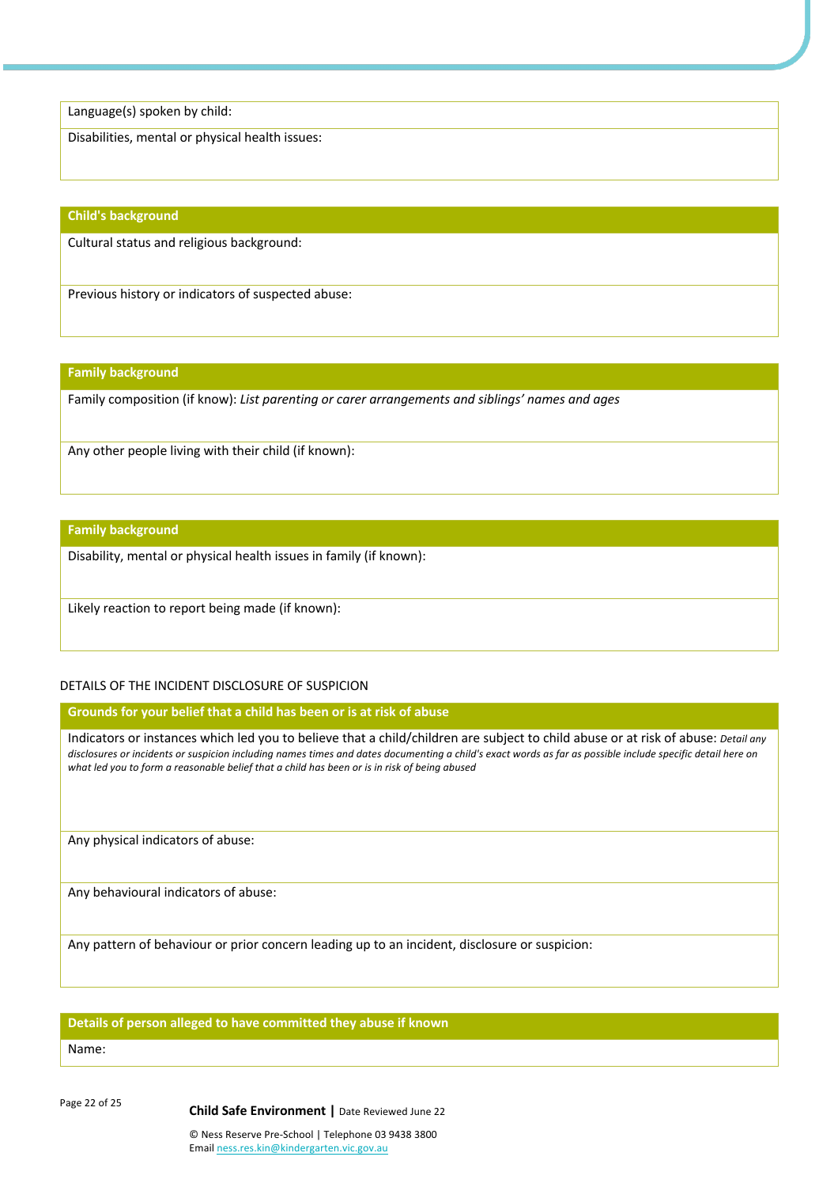| Language(s) spoken by child: |
| --- |
| Disabilities, mental or physical health issues: |

| **Child's background** |
| --- |
| Cultural status and religious background: |
| Previous history or indicators of suspected abuse: |

| **Family background** |
| --- |
| Family composition (if know): *List parenting or carer arrangements and siblings' names and ages* |
| Any other people living with their child (if known): |

| **Family background** |
| --- |
| Disability, mental or physical health issues in family (if known): |
| Likely reaction to report being made (if known): |

DETAILS OF THE INCIDENT DISCLOSURE OF SUSPICION

| **Grounds for your belief that a child has been or is at risk of abuse** |
| --- |
| Indicators or instances which led you to believe that a child/children are subject to child abuse or at risk of abuse: *Detail any disclosures or incidents or suspicion including names times and dates documenting a child's exact words as far as possible include specific detail here on what led you to form a reasonable belief that a child has been or is in risk of being abused* |
| Any physical indicators of abuse: |
| Any behavioural indicators of abuse: |
| Any pattern of behaviour or prior concern leading up to an incident, disclosure or suspicion: |

| **Details of person alleged to have committed they abuse if known** |
| --- |
| Name: |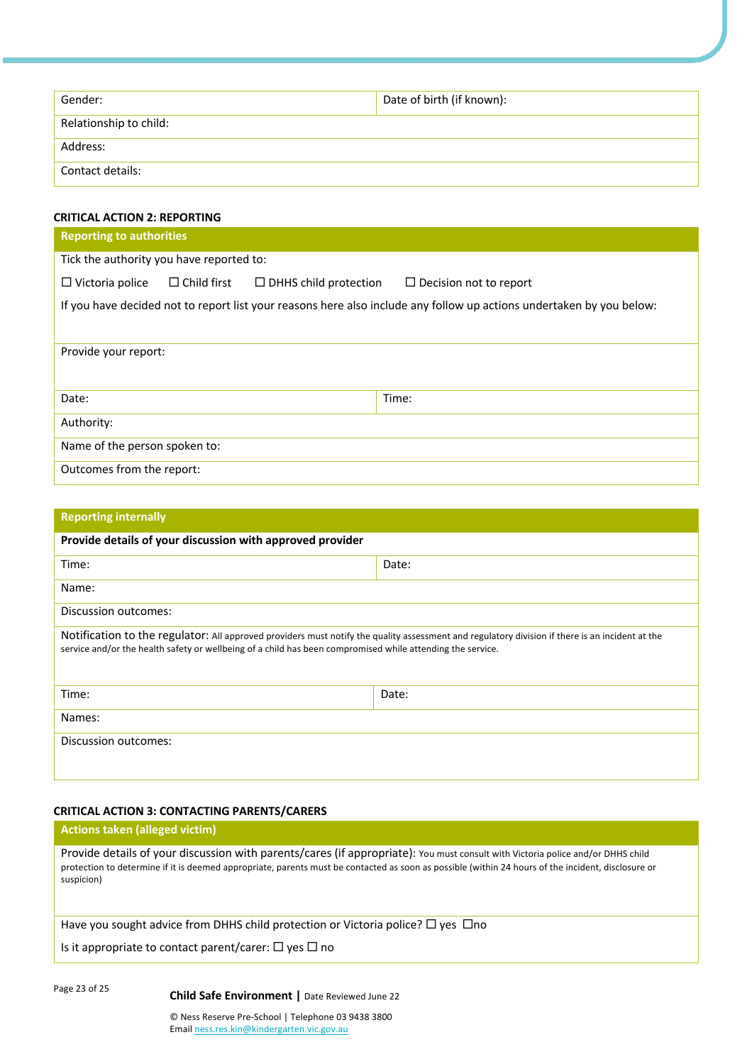| Gender: | Date of birth (if known): |
|---|---|
| Relationship to child: | |
| Address: | |
| Contact details: | |

**CRITICAL ACTION 2: REPORTING**

| **Reporting to authorities** | |
|---|---|
| Tick the authority you have reported to:<br>☐ Victoria police ☐ Child first ☐ DHHS child protection ☐ Decision not to report<br>If you have decided not to report list your reasons here also include any follow up actions undertaken by you below: | |
| Provide your report: | |
| Date: | Time: |
| Authority: | |
| Name of the person spoken to: | |
| Outcomes from the report: | |

| **Reporting internally** | |
|---|---|
| **Provide details of your discussion with approved provider** | |
| Time: | Date: |
| Name: | |
| Discussion outcomes: | |
| Notification to the regulator: All approved providers must notify the quality assessment and regulatory division if there is an incident at the service and/or the health safety or wellbeing of a child has been compromised while attending the service. | |
| Time: | Date: |
| Names: | |
| Discussion outcomes: | |

**CRITICAL ACTION 3: CONTACTING PARENTS/CARERS**

| **Actions taken (alleged victim)** |
|---|
| Provide details of your discussion with parents/cares (if appropriate): You must consult with Victoria police and/or DHHS child protection to determine if it is deemed appropriate, parents must be contacted as soon as possible (within 24 hours of the incident, disclosure or suspicion) |
| Have you sought advice from DHHS child protection or Victoria police? ☐ yes ☐no<br>Is it appropriate to contact parent/carer: ☐ yes ☐ no |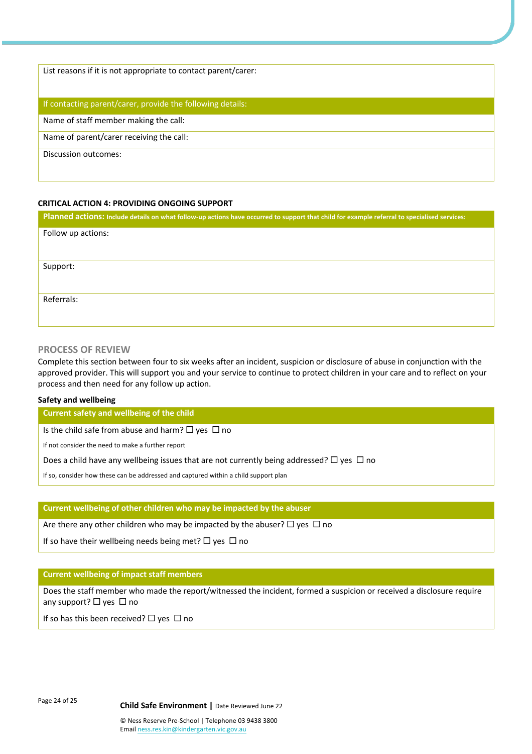| List reasons if it is not appropriate to contact parent/carer: |
|---|
| **If contacting parent/carer, provide the following details:** |
| Name of staff member making the call: |
| Name of parent/carer receiving the call: |
| Discussion outcomes: |

**CRITICAL ACTION 4: PROVIDING ONGOING SUPPORT**

| **Planned actions:** Include details on what follow-up actions have occurred to support that child for example referral to specialised services: |
|---|
| Follow up actions: |
| Support: |
| Referrals: |

## PROCESS OF REVIEW

Complete this section between four to six weeks after an incident, suspicion or disclosure of abuse in conjunction with the approved provider. This will support you and your service to continue to protect children in your care and to reflect on your process and then need for any follow up action.

**Safety and wellbeing**

| **Current safety and wellbeing of the child** |
|---|
| Is the child safe from abuse and harm? ☐ yes ☐ no<br>If not consider the need to make a further report<br>Does a child have any wellbeing issues that are not currently being addressed? ☐ yes ☐ no<br>If so, consider how these can be addressed and captured within a child support plan |

| **Current wellbeing of other children who may be impacted by the abuser** |
|---|
| Are there any other children who may be impacted by the abuser? ☐ yes ☐ no<br>If so have their wellbeing needs being met? ☐ yes ☐ no |

| **Current wellbeing of impact staff members** |
|---|
| Does the staff member who made the report/witnessed the incident, formed a suspicion or received a disclosure require any support? ☐ yes ☐ no<br>If so has this been received? ☐ yes ☐ no |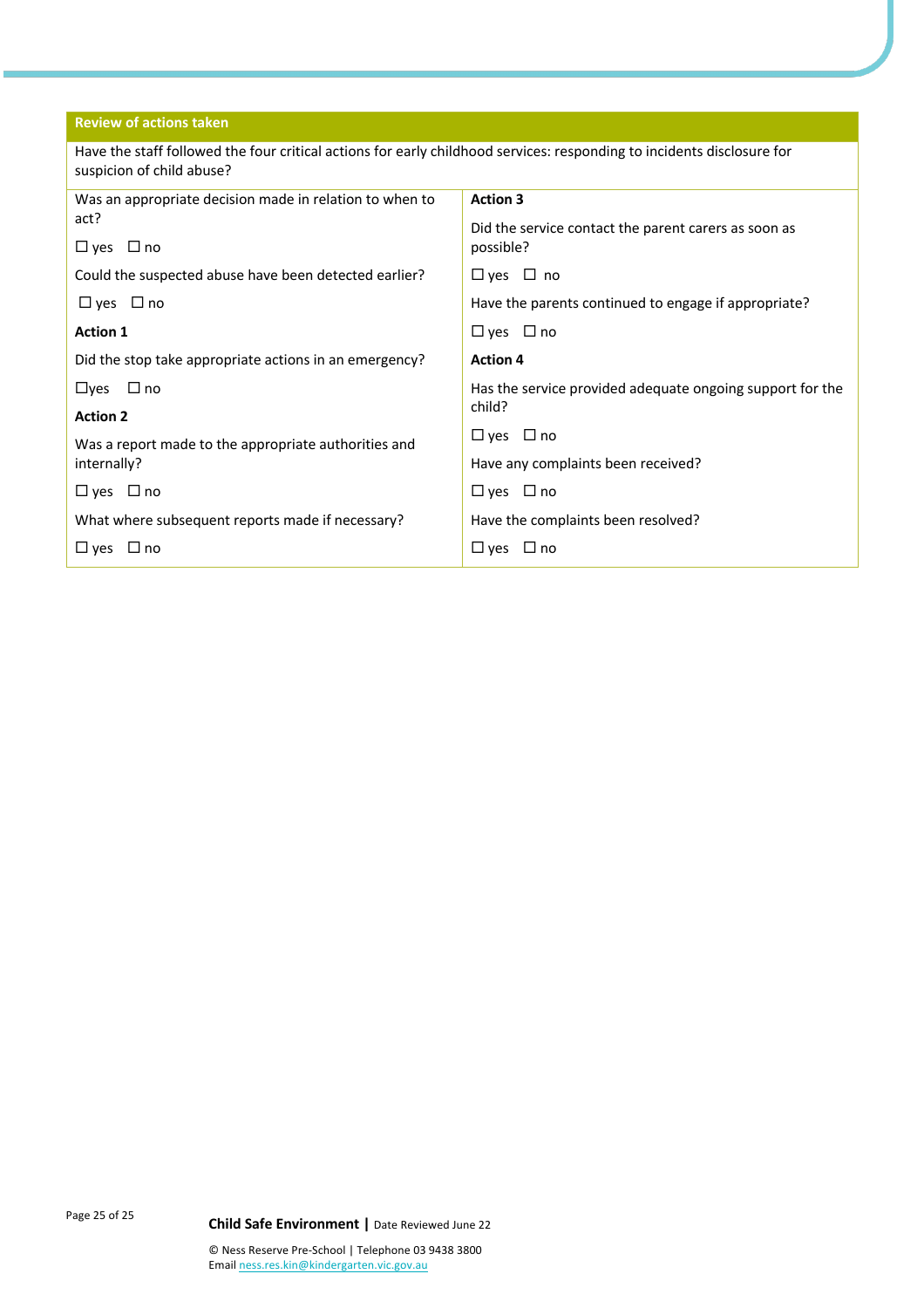| Review of actions taken | |
|---|---|
| Have the staff followed the four critical actions for early childhood services: responding to incidents disclosure for suspicion of child abuse? | |
| Was an appropriate decision made in relation to when to act?<br>☐ yes ☐ no<br>Could the suspected abuse have been detected earlier?<br>☐ yes ☐ no<br>**Action 1**<br>Did the stop take appropriate actions in an emergency?<br>☐yes ☐ no<br>**Action 2**<br>Was a report made to the appropriate authorities and internally?<br>☐ yes ☐ no<br>What where subsequent reports made if necessary?<br>☐ yes ☐ no | **Action 3**<br>Did the service contact the parent carers as soon as possible?<br>☐ yes ☐ no<br>Have the parents continued to engage if appropriate?<br>☐ yes ☐ no<br>**Action 4**<br>Has the service provided adequate ongoing support for the child?<br>☐ yes ☐ no<br>Have any complaints been received?<br>☐ yes ☐ no<br>Have the complaints been resolved?<br>☐ yes ☐ no |